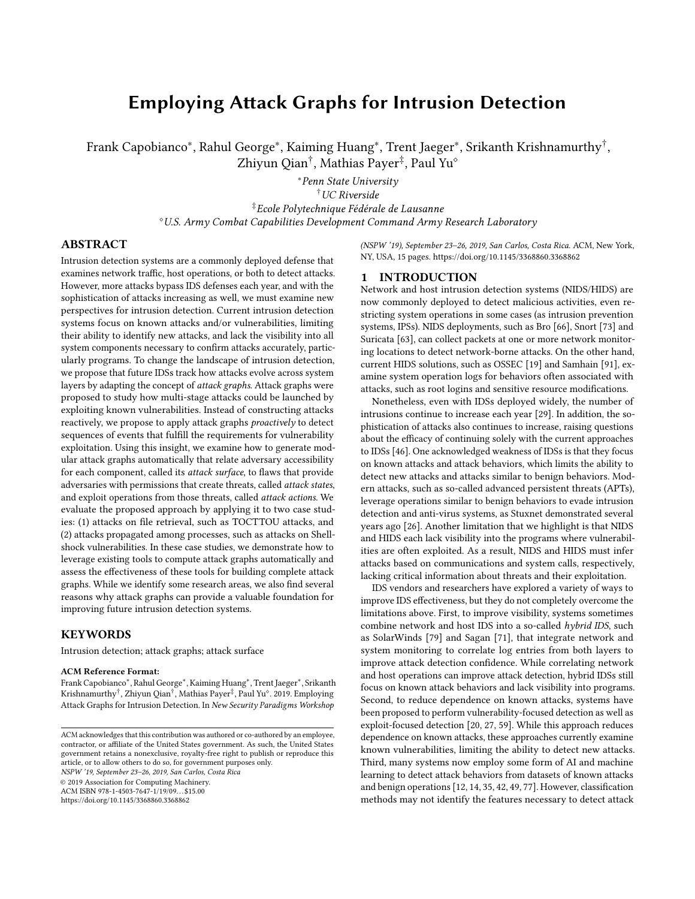# Employing Attack Graphs for Intrusion Detection

Frank Capobianco*, Rahul George*, Kaiming Huang*, Trent Jaeger*, Srikanth Krishnamurthy†, Zhiyun Qian†, Mathias Payer‡, Paul Yu◇

*Penn State University
†UC Riverside
‡Ecole Polytechnique Fédérale de Lausanne
◇U.S. Army Combat Capabilities Development Command Army Research Laboratory

## ABSTRACT

Intrusion detection systems are a commonly deployed defense that examines network traffic, host operations, or both to detect attacks. However, more attacks bypass IDS defenses each year, and with the sophistication of attacks increasing as well, we must examine new perspectives for intrusion detection. Current intrusion detection systems focus on known attacks and/or vulnerabilities, limiting their ability to identify new attacks, and lack the visibility into all system components necessary to confirm attacks accurately, particularly programs. To change the landscape of intrusion detection, we propose that future IDSs track how attacks evolve across system layers by adapting the concept of *attack graphs*. Attack graphs were proposed to study how multi-stage attacks could be launched by exploiting known vulnerabilities. Instead of constructing attacks reactively, we propose to apply attack graphs *proactively* to detect sequences of events that fulfill the requirements for vulnerability exploitation. Using this insight, we examine how to generate modular attack graphs automatically that relate adversary accessibility for each component, called its *attack surface*, to flaws that provide adversaries with permissions that create threats, called *attack states*, and exploit operations from those threats, called *attack actions*. We evaluate the proposed approach by applying it to two case studies: (1) attacks on file retrieval, such as TOCTTOU attacks, and (2) attacks propagated among processes, such as attacks on Shellshock vulnerabilities. In these case studies, we demonstrate how to leverage existing tools to compute attack graphs automatically and assess the effectiveness of these tools for building complete attack graphs. While we identify some research areas, we also find several reasons why attack graphs can provide a valuable foundation for improving future intrusion detection systems.

## KEYWORDS

Intrusion detection; attack graphs; attack surface

**ACM Reference Format:**
Frank Capobianco*, Rahul George*, Kaiming Huang*, Trent Jaeger*, Srikanth Krishnamurthy†, Zhiyun Qian†, Mathias Payer‡, Paul Yu◇. 2019. Employing Attack Graphs for Intrusion Detection. In *New Security Paradigms Workshop (NSPW '19), September 23–26, 2019, San Carlos, Costa Rica.* ACM, New York, NY, USA, 15 pages. https://doi.org/10.1145/3368860.3368862

ACM acknowledges that this contribution was authored or co-authored by an employee, contractor, or affiliate of the United States government. As such, the United States government retains a nonexclusive, royalty-free right to publish or reproduce this article, or to allow others to do so, for government purposes only.
*NSPW '19, September 23–26, 2019, San Carlos, Costa Rica*
© 2019 Association for Computing Machinery.
ACM ISBN 978-1-4503-7647-1/19/09…$15.00
https://doi.org/10.1145/3368860.3368862

## 1 INTRODUCTION

Network and host intrusion detection systems (NIDS/HIDS) are now commonly deployed to detect malicious activities, even restricting system operations in some cases (as intrusion prevention systems, IPSs). NIDS deployments, such as Bro [66], Snort [73] and Suricata [63], can collect packets at one or more network monitoring locations to detect network-borne attacks. On the other hand, current HIDS solutions, such as OSSEC [19] and Samhain [91], examine system operation logs for behaviors often associated with attacks, such as root logins and sensitive resource modifications.

Nonetheless, even with IDSs deployed widely, the number of intrusions continue to increase each year [29]. In addition, the sophistication of attacks also continues to increase, raising questions about the efficacy of continuing solely with the current approaches to IDSs [46]. One acknowledged weakness of IDSs is that they focus on known attacks and attack behaviors, which limits the ability to detect new attacks and attacks similar to benign behaviors. Modern attacks, such as so-called advanced persistent threats (APTs), leverage operations similar to benign behaviors to evade intrusion detection and anti-virus systems, as Stuxnet demonstrated several years ago [26]. Another limitation that we highlight is that NIDS and HIDS each lack visibility into the programs where vulnerabilities are often exploited. As a result, NIDS and HIDS must infer attacks based on communications and system calls, respectively, lacking critical information about threats and their exploitation.

IDS vendors and researchers have explored a variety of ways to improve IDS effectiveness, but they do not completely overcome the limitations above. First, to improve visibility, systems sometimes combine network and host IDS into a so-called *hybrid IDS*, such as SolarWinds [79] and Sagan [71], that integrate network and system monitoring to correlate log entries from both layers to improve attack detection confidence. While correlating network and host operations can improve attack detection, hybrid IDSs still focus on known attack behaviors and lack visibility into programs. Second, to reduce dependence on known attacks, systems have been proposed to perform vulnerability-focused detection as well as exploit-focused detection [20, 27, 59]. While this approach reduces dependence on known attacks, these approaches currently examine known vulnerabilities, limiting the ability to detect new attacks. Third, many systems now employ some form of AI and machine learning to detect attack behaviors from datasets of known attacks and benign operations [12, 14, 35, 42, 49, 77]. However, classification methods may not identify the features necessary to detect attack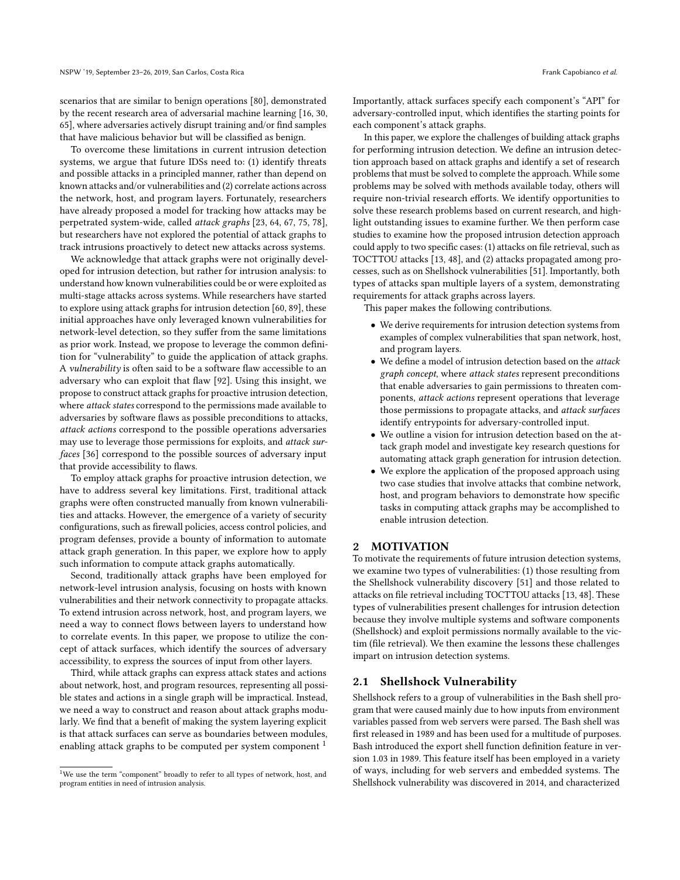scenarios that are similar to benign operations [80], demonstrated by the recent research area of adversarial machine learning [16, 30, 65], where adversaries actively disrupt training and/or find samples that have malicious behavior but will be classified as benign.

To overcome these limitations in current intrusion detection systems, we argue that future IDSs need to: (1) identify threats and possible attacks in a principled manner, rather than depend on known attacks and/or vulnerabilities and (2) correlate actions across the network, host, and program layers. Fortunately, researchers have already proposed a model for tracking how attacks may be perpetrated system-wide, called *attack graphs* [23, 64, 67, 75, 78], but researchers have not explored the potential of attack graphs to track intrusions proactively to detect new attacks across systems.

We acknowledge that attack graphs were not originally developed for intrusion detection, but rather for intrusion analysis: to understand how known vulnerabilities could be or were exploited as multi-stage attacks across systems. While researchers have started to explore using attack graphs for intrusion detection [60, 89], these initial approaches have only leveraged known vulnerabilities for network-level detection, so they suffer from the same limitations as prior work. Instead, we propose to leverage the common definition for "vulnerability" to guide the application of attack graphs. A *vulnerability* is often said to be a software flaw accessible to an adversary who can exploit that flaw [92]. Using this insight, we propose to construct attack graphs for proactive intrusion detection, where *attack states* correspond to the permissions made available to adversaries by software flaws as possible preconditions to attacks, *attack actions* correspond to the possible operations adversaries may use to leverage those permissions for exploits, and *attack surfaces* [36] correspond to the possible sources of adversary input that provide accessibility to flaws.

To employ attack graphs for proactive intrusion detection, we have to address several key limitations. First, traditional attack graphs were often constructed manually from known vulnerabilities and attacks. However, the emergence of a variety of security configurations, such as firewall policies, access control policies, and program defenses, provide a bounty of information to automate attack graph generation. In this paper, we explore how to apply such information to compute attack graphs automatically.

Second, traditionally attack graphs have been employed for network-level intrusion analysis, focusing on hosts with known vulnerabilities and their network connectivity to propagate attacks. To extend intrusion across network, host, and program layers, we need a way to connect flows between layers to understand how to correlate events. In this paper, we propose to utilize the concept of attack surfaces, which identify the sources of adversary accessibility, to express the sources of input from other layers.

Third, while attack graphs can express attack states and actions about network, host, and program resources, representing all possible states and actions in a single graph will be impractical. Instead, we need a way to construct and reason about attack graphs modularly. We find that a benefit of making the system layering explicit is that attack surfaces can serve as boundaries between modules, enabling attack graphs to be computed per system component [1]. Importantly, attack surfaces specify each component's "API" for adversary-controlled input, which identifies the starting points for each component's attack graphs.

In this paper, we explore the challenges of building attack graphs for performing intrusion detection. We define an intrusion detection approach based on attack graphs and identify a set of research problems that must be solved to complete the approach. While some problems may be solved with methods available today, others will require non-trivial research efforts. We identify opportunities to solve these research problems based on current research, and highlight outstanding issues to examine further. We then perform case studies to examine how the proposed intrusion detection approach could apply to two specific cases: (1) attacks on file retrieval, such as TOCTTOU attacks [13, 48], and (2) attacks propagated among processes, such as on Shellshock vulnerabilities [51]. Importantly, both types of attacks span multiple layers of a system, demonstrating requirements for attack graphs across layers.

This paper makes the following contributions.

- We derive requirements for intrusion detection systems from examples of complex vulnerabilities that span network, host, and program layers.
- We define a model of intrusion detection based on the *attack graph concept*, where *attack states* represent preconditions that enable adversaries to gain permissions to threaten components, *attack actions* represent operations that leverage those permissions to propagate attacks, and *attack surfaces* identify entrypoints for adversary-controlled input.
- We outline a vision for intrusion detection based on the attack graph model and investigate key research questions for automating attack graph generation for intrusion detection.
- We explore the application of the proposed approach using two case studies that involve attacks that combine network, host, and program behaviors to demonstrate how specific tasks in computing attack graphs may be accomplished to enable intrusion detection.

## 2 MOTIVATION

To motivate the requirements of future intrusion detection systems, we examine two types of vulnerabilities: (1) those resulting from the Shellshock vulnerability discovery [51] and those related to attacks on file retrieval including TOCTTOU attacks [13, 48]. These types of vulnerabilities present challenges for intrusion detection because they involve multiple systems and software components (Shellshock) and exploit permissions normally available to the victim (file retrieval). We then examine the lessons these challenges impart on intrusion detection systems.

### 2.1 Shellshock Vulnerability

Shellshock refers to a group of vulnerabilities in the Bash shell program that were caused mainly due to how inputs from environment variables passed from web servers were parsed. The Bash shell was first released in 1989 and has been used for a multitude of purposes. Bash introduced the export shell function definition feature in version 1.03 in 1989. This feature itself has been employed in a variety of ways, including for web servers and embedded systems. The Shellshock vulnerability was discovered in 2014, and characterized

[1] We use the term "component" broadly to refer to all types of network, host, and program entities in need of intrusion analysis.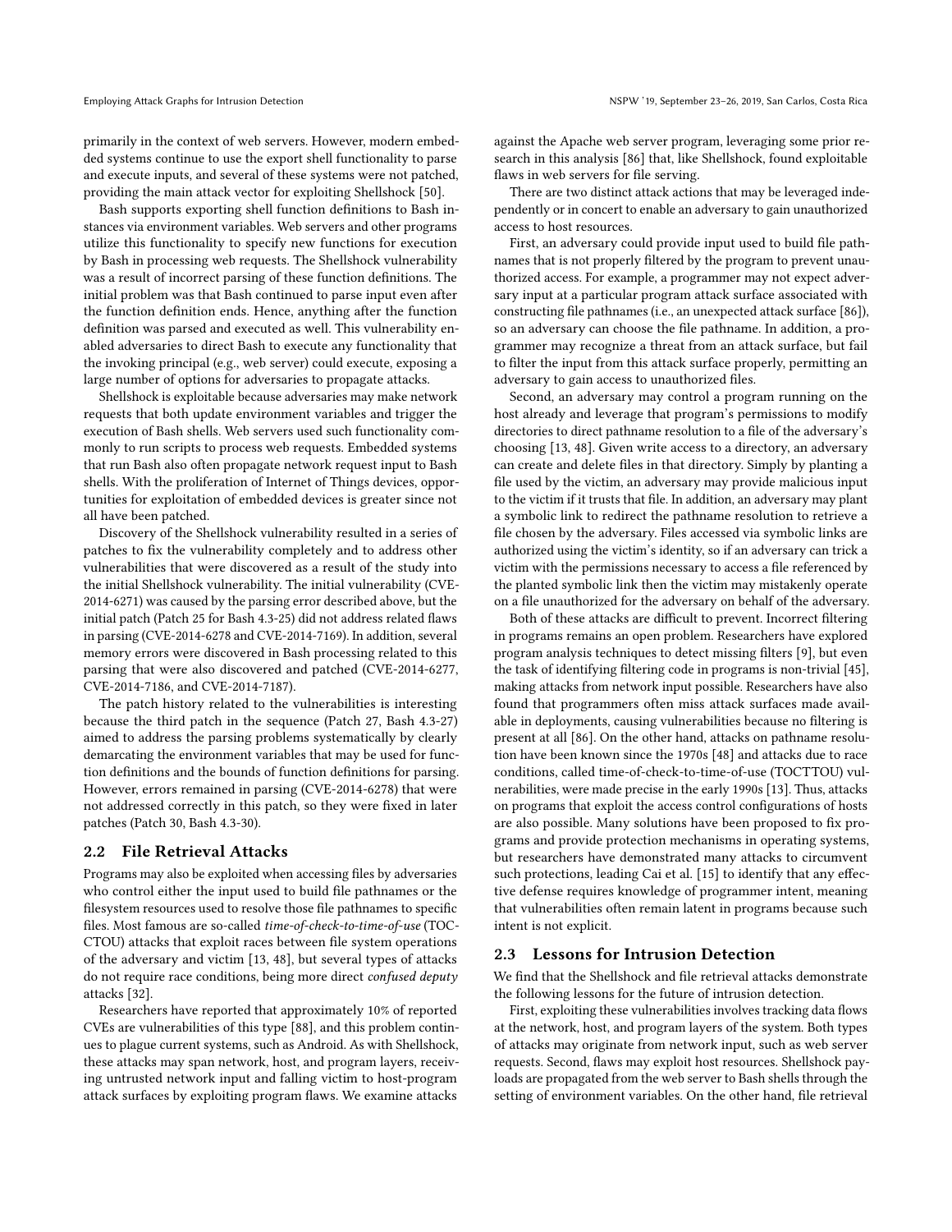primarily in the context of web servers. However, modern embedded systems continue to use the export shell functionality to parse and execute inputs, and several of these systems were not patched, providing the main attack vector for exploiting Shellshock [50].

Bash supports exporting shell function definitions to Bash instances via environment variables. Web servers and other programs utilize this functionality to specify new functions for execution by Bash in processing web requests. The Shellshock vulnerability was a result of incorrect parsing of these function definitions. The initial problem was that Bash continued to parse input even after the function definition ends. Hence, anything after the function definition was parsed and executed as well. This vulnerability enabled adversaries to direct Bash to execute any functionality that the invoking principal (e.g., web server) could execute, exposing a large number of options for adversaries to propagate attacks.

Shellshock is exploitable because adversaries may make network requests that both update environment variables and trigger the execution of Bash shells. Web servers used such functionality commonly to run scripts to process web requests. Embedded systems that run Bash also often propagate network request input to Bash shells. With the proliferation of Internet of Things devices, opportunities for exploitation of embedded devices is greater since not all have been patched.

Discovery of the Shellshock vulnerability resulted in a series of patches to fix the vulnerability completely and to address other vulnerabilities that were discovered as a result of the study into the initial Shellshock vulnerability. The initial vulnerability (CVE-2014-6271) was caused by the parsing error described above, but the initial patch (Patch 25 for Bash 4.3-25) did not address related flaws in parsing (CVE-2014-6278 and CVE-2014-7169). In addition, several memory errors were discovered in Bash processing related to this parsing that were also discovered and patched (CVE-2014-6277, CVE-2014-7186, and CVE-2014-7187).

The patch history related to the vulnerabilities is interesting because the third patch in the sequence (Patch 27, Bash 4.3-27) aimed to address the parsing problems systematically by clearly demarcating the environment variables that may be used for function definitions and the bounds of function definitions for parsing. However, errors remained in parsing (CVE-2014-6278) that were not addressed correctly in this patch, so they were fixed in later patches (Patch 30, Bash 4.3-30).

## 2.2 File Retrieval Attacks

Programs may also be exploited when accessing files by adversaries who control either the input used to build file pathnames or the filesystem resources used to resolve those file pathnames to specific files. Most famous are so-called *time-of-check-to-time-of-use* (TOCCTOU) attacks that exploit races between file system operations of the adversary and victim [13, 48], but several types of attacks do not require race conditions, being more direct *confused deputy* attacks [32].

Researchers have reported that approximately 10% of reported CVEs are vulnerabilities of this type [88], and this problem continues to plague current systems, such as Android. As with Shellshock, these attacks may span network, host, and program layers, receiving untrusted network input and falling victim to host-program attack surfaces by exploiting program flaws. We examine attacks against the Apache web server program, leveraging some prior research in this analysis [86] that, like Shellshock, found exploitable flaws in web servers for file serving.

There are two distinct attack actions that may be leveraged independently or in concert to enable an adversary to gain unauthorized access to host resources.

First, an adversary could provide input used to build file pathnames that is not properly filtered by the program to prevent unauthorized access. For example, a programmer may not expect adversary input at a particular program attack surface associated with constructing file pathnames (i.e., an unexpected attack surface [86]), so an adversary can choose the file pathname. In addition, a programmer may recognize a threat from an attack surface, but fail to filter the input from this attack surface properly, permitting an adversary to gain access to unauthorized files.

Second, an adversary may control a program running on the host already and leverage that program's permissions to modify directories to direct pathname resolution to a file of the adversary's choosing [13, 48]. Given write access to a directory, an adversary can create and delete files in that directory. Simply by planting a file used by the victim, an adversary may provide malicious input to the victim if it trusts that file. In addition, an adversary may plant a symbolic link to redirect the pathname resolution to retrieve a file chosen by the adversary. Files accessed via symbolic links are authorized using the victim's identity, so if an adversary can trick a victim with the permissions necessary to access a file referenced by the planted symbolic link then the victim may mistakenly operate on a file unauthorized for the adversary on behalf of the adversary.

Both of these attacks are difficult to prevent. Incorrect filtering in programs remains an open problem. Researchers have explored program analysis techniques to detect missing filters [9], but even the task of identifying filtering code in programs is non-trivial [45], making attacks from network input possible. Researchers have also found that programmers often miss attack surfaces made available in deployments, causing vulnerabilities because no filtering is present at all [86]. On the other hand, attacks on pathname resolution have been known since the 1970s [48] and attacks due to race conditions, called time-of-check-to-time-of-use (TOCTTOU) vulnerabilities, were made precise in the early 1990s [13]. Thus, attacks on programs that exploit the access control configurations of hosts are also possible. Many solutions have been proposed to fix programs and provide protection mechanisms in operating systems, but researchers have demonstrated many attacks to circumvent such protections, leading Cai et al. [15] to identify that any effective defense requires knowledge of programmer intent, meaning that vulnerabilities often remain latent in programs because such intent is not explicit.

## 2.3 Lessons for Intrusion Detection

We find that the Shellshock and file retrieval attacks demonstrate the following lessons for the future of intrusion detection.

First, exploiting these vulnerabilities involves tracking data flows at the network, host, and program layers of the system. Both types of attacks may originate from network input, such as web server requests. Second, flaws may exploit host resources. Shellshock payloads are propagated from the web server to Bash shells through the setting of environment variables. On the other hand, file retrieval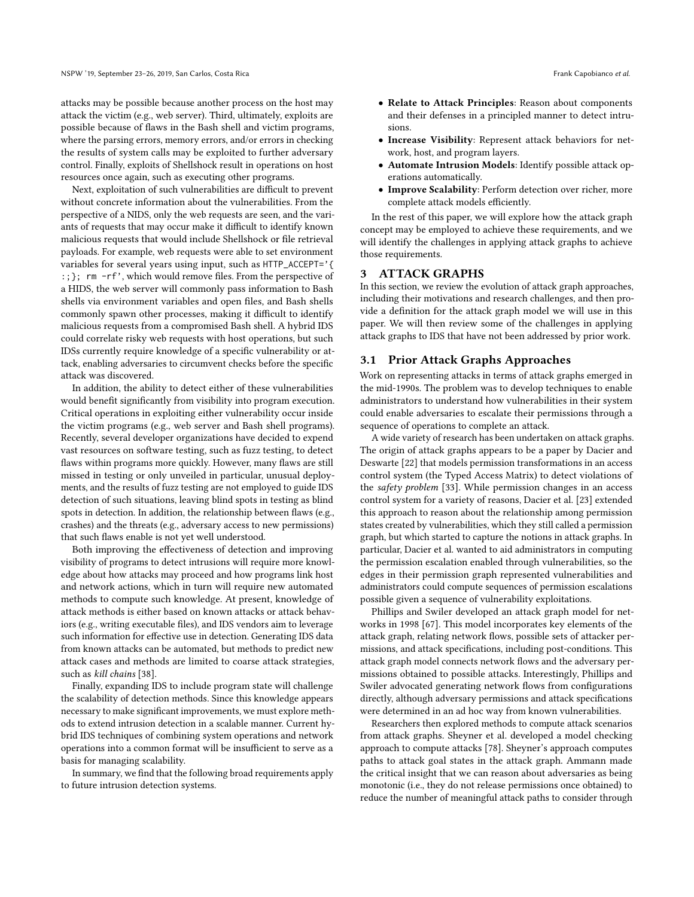attacks may be possible because another process on the host may attack the victim (e.g., web server). Third, ultimately, exploits are possible because of flaws in the Bash shell and victim programs, where the parsing errors, memory errors, and/or errors in checking the results of system calls may be exploited to further adversary control. Finally, exploits of Shellshock result in operations on host resources once again, such as executing other programs.

Next, exploitation of such vulnerabilities are difficult to prevent without concrete information about the vulnerabilities. From the perspective of a NIDS, only the web requests are seen, and the variants of requests that may occur make it difficult to identify known malicious requests that would include Shellshock or file retrieval payloads. For example, web requests were able to set environment variables for several years using input, such as `HTTP_ACCEPT='{ :;}; rm -rf'`, which would remove files. From the perspective of a HIDS, the web server will commonly pass information to Bash shells via environment variables and open files, and Bash shells commonly spawn other processes, making it difficult to identify malicious requests from a compromised Bash shell. A hybrid IDS could correlate risky web requests with host operations, but such IDSs currently require knowledge of a specific vulnerability or attack, enabling adversaries to circumvent checks before the specific attack was discovered.

In addition, the ability to detect either of these vulnerabilities would benefit significantly from visibility into program execution. Critical operations in exploiting either vulnerability occur inside the victim programs (e.g., web server and Bash shell programs). Recently, several developer organizations have decided to expend vast resources on software testing, such as fuzz testing, to detect flaws within programs more quickly. However, many flaws are still missed in testing or only unveiled in particular, unusual deployments, and the results of fuzz testing are not employed to guide IDS detection of such situations, leaving blind spots in testing as blind spots in detection. In addition, the relationship between flaws (e.g., crashes) and the threats (e.g., adversary access to new permissions) that such flaws enable is not yet well understood.

Both improving the effectiveness of detection and improving visibility of programs to detect intrusions will require more knowledge about how attacks may proceed and how programs link host and network actions, which in turn will require new automated methods to compute such knowledge. At present, knowledge of attack methods is either based on known attacks or attack behaviors (e.g., writing executable files), and IDS vendors aim to leverage such information for effective use in detection. Generating IDS data from known attacks can be automated, but methods to predict new attack cases and methods are limited to coarse attack strategies, such as *kill chains* [38].

Finally, expanding IDS to include program state will challenge the scalability of detection methods. Since this knowledge appears necessary to make significant improvements, we must explore methods to extend intrusion detection in a scalable manner. Current hybrid IDS techniques of combining system operations and network operations into a common format will be insufficient to serve as a basis for managing scalability.

In summary, we find that the following broad requirements apply to future intrusion detection systems.

- **Relate to Attack Principles**: Reason about components and their defenses in a principled manner to detect intrusions.
- **Increase Visibility**: Represent attack behaviors for network, host, and program layers.
- **Automate Intrusion Models**: Identify possible attack operations automatically.
- **Improve Scalability**: Perform detection over richer, more complete attack models efficiently.

In the rest of this paper, we will explore how the attack graph concept may be employed to achieve these requirements, and we will identify the challenges in applying attack graphs to achieve those requirements.

## 3 ATTACK GRAPHS

In this section, we review the evolution of attack graph approaches, including their motivations and research challenges, and then provide a definition for the attack graph model we will use in this paper. We will then review some of the challenges in applying attack graphs to IDS that have not been addressed by prior work.

### 3.1 Prior Attack Graphs Approaches

Work on representing attacks in terms of attack graphs emerged in the mid-1990s. The problem was to develop techniques to enable administrators to understand how vulnerabilities in their system could enable adversaries to escalate their permissions through a sequence of operations to complete an attack.

A wide variety of research has been undertaken on attack graphs. The origin of attack graphs appears to be a paper by Dacier and Deswarte [22] that models permission transformations in an access control system (the Typed Access Matrix) to detect violations of the *safety problem* [33]. While permission changes in an access control system for a variety of reasons, Dacier et al. [23] extended this approach to reason about the relationship among permission states created by vulnerabilities, which they still called a permission graph, but which started to capture the notions in attack graphs. In particular, Dacier et al. wanted to aid administrators in computing the permission escalation enabled through vulnerabilities, so the edges in their permission graph represented vulnerabilities and administrators could compute sequences of permission escalations possible given a sequence of vulnerability exploitations.

Phillips and Swiler developed an attack graph model for networks in 1998 [67]. This model incorporates key elements of the attack graph, relating network flows, possible sets of attacker permissions, and attack specifications, including post-conditions. This attack graph model connects network flows and the adversary permissions obtained to possible attacks. Interestingly, Phillips and Swiler advocated generating network flows from configurations directly, although adversary permissions and attack specifications were determined in an ad hoc way from known vulnerabilities.

Researchers then explored methods to compute attack scenarios from attack graphs. Sheyner et al. developed a model checking approach to compute attacks [78]. Sheyner's approach computes paths to attack goal states in the attack graph. Ammann made the critical insight that we can reason about adversaries as being monotonic (i.e., they do not release permissions once obtained) to reduce the number of meaningful attack paths to consider through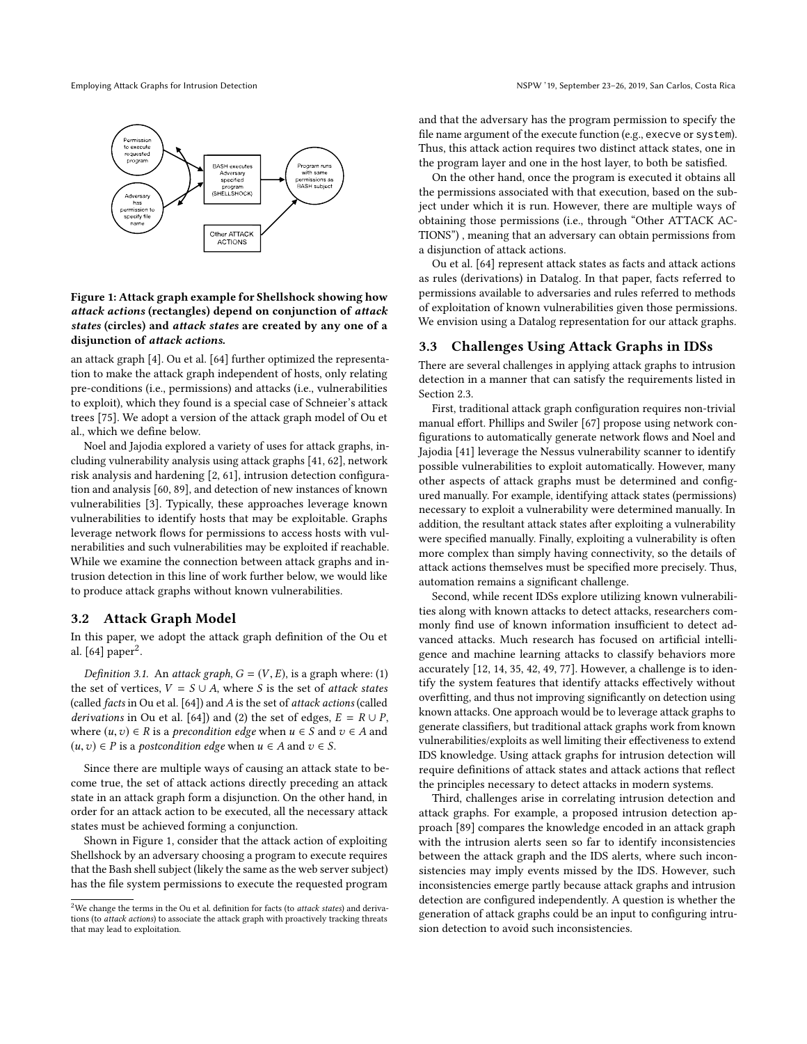Figure 1: Attack graph example for Shellshock showing how *attack actions* (rectangles) depend on conjunction of *attack states* (circles) and *attack states* are created by any one of a disjunction of *attack actions*.

an attack graph [4]. Ou et al. [64] further optimized the representation to make the attack graph independent of hosts, only relating pre-conditions (i.e., permissions) and attacks (i.e., vulnerabilities to exploit), which they found is a special case of Schneier's attack trees [75]. We adopt a version of the attack graph model of Ou et al., which we define below.

Noel and Jajodia explored a variety of uses for attack graphs, including vulnerability analysis using attack graphs [41, 62], network risk analysis and hardening [2, 61], intrusion detection configuration and analysis [60, 89], and detection of new instances of known vulnerabilities [3]. Typically, these approaches leverage known vulnerabilities to identify hosts that may be exploitable. Graphs leverage network flows for permissions to access hosts with vulnerabilities and such vulnerabilities may be exploited if reachable. While we examine the connection between attack graphs and intrusion detection in this line of work further below, we would like to produce attack graphs without known vulnerabilities.

## 3.2 Attack Graph Model

In this paper, we adopt the attack graph definition of the Ou et al. [64] paper[2].

*Definition 3.1.* An *attack graph*, $G = (V, E)$, is a graph where: (1) the set of vertices, $V = S \cup A$, where $S$ is the set of *attack states* (called *facts* in Ou et al. [64]) and $A$ is the set of *attack actions* (called *derivations* in Ou et al. [64]) and (2) the set of edges, $E = R \cup P$, where $(u, v) \in R$ is a *precondition edge* when $u \in S$ and $v \in A$ and $(u, v) \in P$ is a *postcondition edge* when $u \in A$ and $v \in S$.

Since there are multiple ways of causing an attack state to become true, the set of attack actions directly preceding an attack state in an attack graph form a disjunction. On the other hand, in order for an attack action to be executed, all the necessary attack states must be achieved forming a conjunction.

Shown in Figure 1, consider that the attack action of exploiting Shellshock by an adversary choosing a program to execute requires that the Bash shell subject (likely the same as the web server subject) has the file system permissions to execute the requested program and that the adversary has the program permission to specify the file name argument of the execute function (e.g., `execve` or `system`). Thus, this attack action requires two distinct attack states, one in the program layer and one in the host layer, to both be satisfied.

On the other hand, once the program is executed it obtains all the permissions associated with that execution, based on the subject under which it is run. However, there are multiple ways of obtaining those permissions (i.e., through "Other ATTACK ACTIONS") , meaning that an adversary can obtain permissions from a disjunction of attack actions.

Ou et al. [64] represent attack states as facts and attack actions as rules (derivations) in Datalog. In that paper, facts referred to permissions available to adversaries and rules referred to methods of exploitation of known vulnerabilities given those permissions. We envision using a Datalog representation for our attack graphs.

## 3.3 Challenges Using Attack Graphs in IDSs

There are several challenges in applying attack graphs to intrusion detection in a manner that can satisfy the requirements listed in Section 2.3.

First, traditional attack graph configuration requires non-trivial manual effort. Phillips and Swiler [67] propose using network configurations to automatically generate network flows and Noel and Jajodia [41] leverage the Nessus vulnerability scanner to identify possible vulnerabilities to exploit automatically. However, many other aspects of attack graphs must be determined and configured manually. For example, identifying attack states (permissions) necessary to exploit a vulnerability were determined manually. In addition, the resultant attack states after exploiting a vulnerability were specified manually. Finally, exploiting a vulnerability is often more complex than simply having connectivity, so the details of attack actions themselves must be specified more precisely. Thus, automation remains a significant challenge.

Second, while recent IDSs explore utilizing known vulnerabilities along with known attacks to detect attacks, researchers commonly find use of known information insufficient to detect advanced attacks. Much research has focused on artificial intelligence and machine learning attacks to classify behaviors more accurately [12, 14, 35, 42, 49, 77]. However, a challenge is to identify the system features that identify attacks effectively without overfitting, and thus not improving significantly on detection using known attacks. One approach would be to leverage attack graphs to generate classifiers, but traditional attack graphs work from known vulnerabilities/exploits as well limiting their effectiveness to extend IDS knowledge. Using attack graphs for intrusion detection will require definitions of attack states and attack actions that reflect the principles necessary to detect attacks in modern systems.

Third, challenges arise in correlating intrusion detection and attack graphs. For example, a proposed intrusion detection approach [89] compares the knowledge encoded in an attack graph with the intrusion alerts seen so far to identify inconsistencies between the attack graph and the IDS alerts, where such inconsistencies may imply events missed by the IDS. However, such inconsistencies emerge partly because attack graphs and intrusion detection are configured independently. A question is whether the generation of attack graphs could be an input to configuring intrusion detection to avoid such inconsistencies.

[2] We change the terms in the Ou et al. definition for facts (to *attack states*) and derivations (to *attack actions*) to associate the attack graph with proactively tracking threats that may lead to exploitation.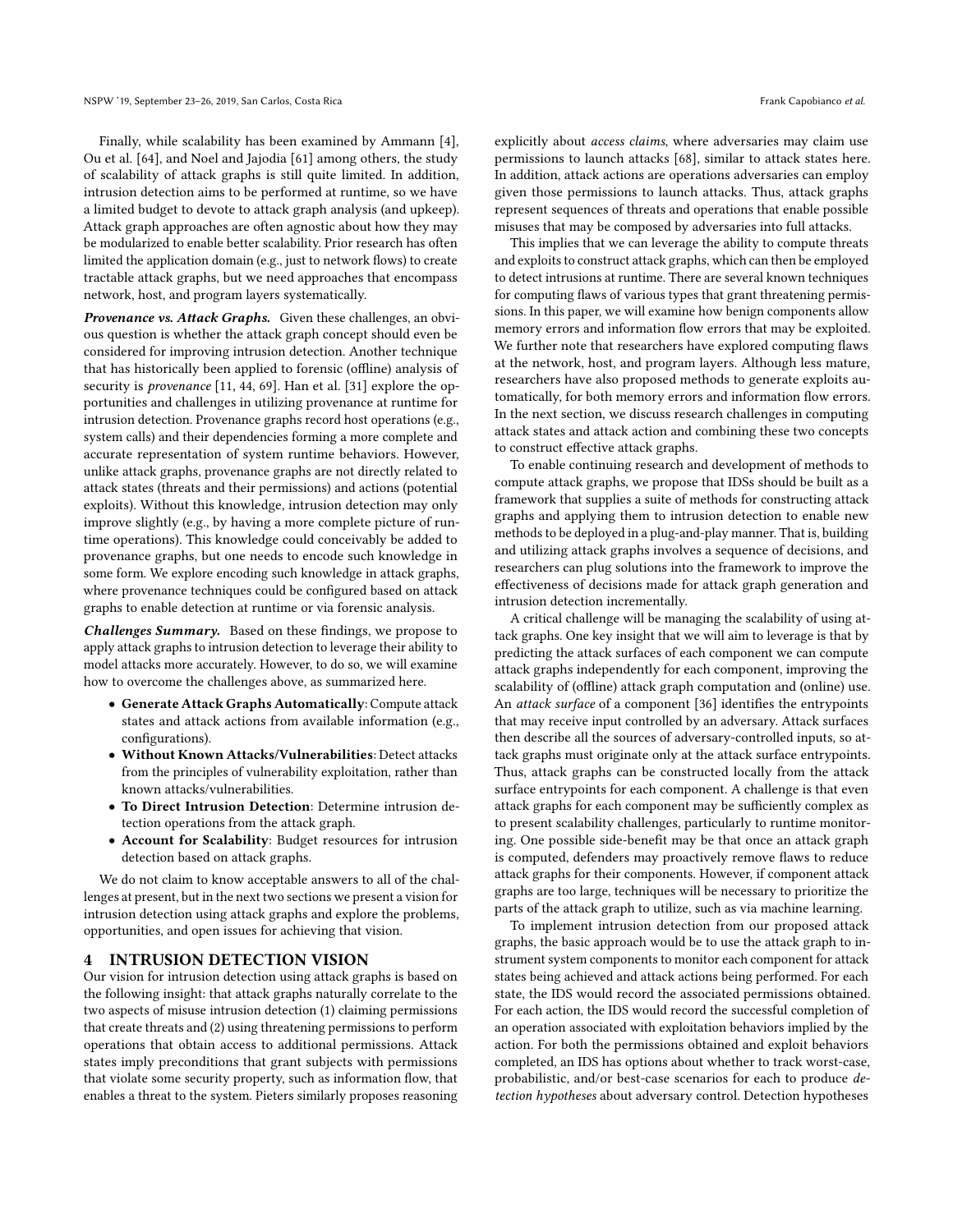Finally, while scalability has been examined by Ammann [4], Ou et al. [64], and Noel and Jajodia [61] among others, the study of scalability of attack graphs is still quite limited. In addition, intrusion detection aims to be performed at runtime, so we have a limited budget to devote to attack graph analysis (and upkeep). Attack graph approaches are often agnostic about how they may be modularized to enable better scalability. Prior research has often limited the application domain (e.g., just to network flows) to create tractable attack graphs, but we need approaches that encompass network, host, and program layers systematically.

***Provenance vs. Attack Graphs.*** Given these challenges, an obvious question is whether the attack graph concept should even be considered for improving intrusion detection. Another technique that has historically been applied to forensic (offline) analysis of security is *provenance* [11, 44, 69]. Han et al. [31] explore the opportunities and challenges in utilizing provenance at runtime for intrusion detection. Provenance graphs record host operations (e.g., system calls) and their dependencies forming a more complete and accurate representation of system runtime behaviors. However, unlike attack graphs, provenance graphs are not directly related to attack states (threats and their permissions) and actions (potential exploits). Without this knowledge, intrusion detection may only improve slightly (e.g., by having a more complete picture of runtime operations). This knowledge could conceivably be added to provenance graphs, but one needs to encode such knowledge in some form. We explore encoding such knowledge in attack graphs, where provenance techniques could be configured based on attack graphs to enable detection at runtime or via forensic analysis.

***Challenges Summary.*** Based on these findings, we propose to apply attack graphs to intrusion detection to leverage their ability to model attacks more accurately. However, to do so, we will examine how to overcome the challenges above, as summarized here.

- **Generate Attack Graphs Automatically**: Compute attack states and attack actions from available information (e.g., configurations).
- **Without Known Attacks/Vulnerabilities**: Detect attacks from the principles of vulnerability exploitation, rather than known attacks/vulnerabilities.
- **To Direct Intrusion Detection**: Determine intrusion detection operations from the attack graph.
- **Account for Scalability**: Budget resources for intrusion detection based on attack graphs.

We do not claim to know acceptable answers to all of the challenges at present, but in the next two sections we present a vision for intrusion detection using attack graphs and explore the problems, opportunities, and open issues for achieving that vision.

## 4 INTRUSION DETECTION VISION

Our vision for intrusion detection using attack graphs is based on the following insight: that attack graphs naturally correlate to the two aspects of misuse intrusion detection (1) claiming permissions that create threats and (2) using threatening permissions to perform operations that obtain access to additional permissions. Attack states imply preconditions that grant subjects with permissions that violate some security property, such as information flow, that enables a threat to the system. Pieters similarly proposes reasoning explicitly about *access claims*, where adversaries may claim use permissions to launch attacks [68], similar to attack states here. In addition, attack actions are operations adversaries can employ given those permissions to launch attacks. Thus, attack graphs represent sequences of threats and operations that enable possible misuses that may be composed by adversaries into full attacks.

This implies that we can leverage the ability to compute threats and exploits to construct attack graphs, which can then be employed to detect intrusions at runtime. There are several known techniques for computing flaws of various types that grant threatening permissions. In this paper, we will examine how benign components allow memory errors and information flow errors that may be exploited. We further note that researchers have explored computing flaws at the network, host, and program layers. Although less mature, researchers have also proposed methods to generate exploits automatically, for both memory errors and information flow errors. In the next section, we discuss research challenges in computing attack states and attack action and combining these two concepts to construct effective attack graphs.

To enable continuing research and development of methods to compute attack graphs, we propose that IDSs should be built as a framework that supplies a suite of methods for constructing attack graphs and applying them to intrusion detection to enable new methods to be deployed in a plug-and-play manner. That is, building and utilizing attack graphs involves a sequence of decisions, and researchers can plug solutions into the framework to improve the effectiveness of decisions made for attack graph generation and intrusion detection incrementally.

A critical challenge will be managing the scalability of using attack graphs. One key insight that we will aim to leverage is that by predicting the attack surfaces of each component we can compute attack graphs independently for each component, improving the scalability of (offline) attack graph computation and (online) use. An *attack surface* of a component [36] identifies the entrypoints that may receive input controlled by an adversary. Attack surfaces then describe all the sources of adversary-controlled inputs, so attack graphs must originate only at the attack surface entrypoints. Thus, attack graphs can be constructed locally from the attack surface entrypoints for each component. A challenge is that even attack graphs for each component may be sufficiently complex as to present scalability challenges, particularly to runtime monitoring. One possible side-benefit may be that once an attack graph is computed, defenders may proactively remove flaws to reduce attack graphs for their components. However, if component attack graphs are too large, techniques will be necessary to prioritize the parts of the attack graph to utilize, such as via machine learning.

To implement intrusion detection from our proposed attack graphs, the basic approach would be to use the attack graph to instrument system components to monitor each component for attack states being achieved and attack actions being performed. For each state, the IDS would record the associated permissions obtained. For each action, the IDS would record the successful completion of an operation associated with exploitation behaviors implied by the action. For both the permissions obtained and exploit behaviors completed, an IDS has options about whether to track worst-case, probabilistic, and/or best-case scenarios for each to produce *detection hypotheses* about adversary control. Detection hypotheses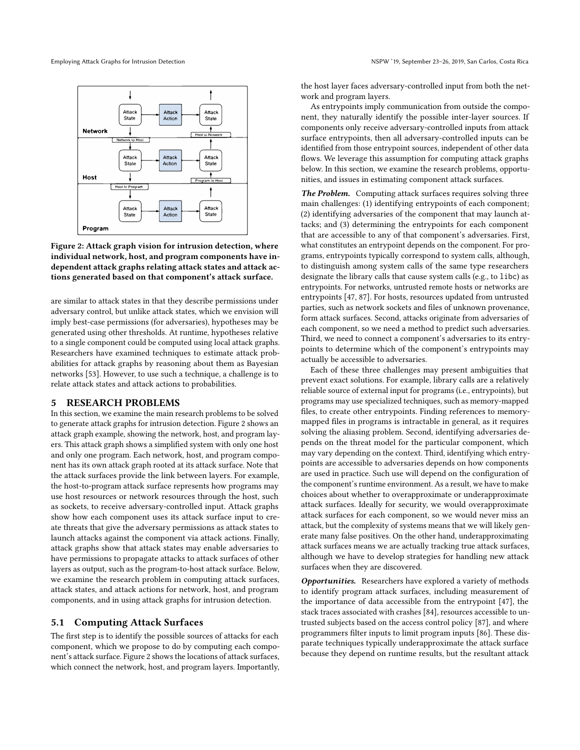Figure 2: Attack graph vision for intrusion detection, where individual network, host, and program components have independent attack graphs relating attack states and attack actions generated based on that component's attack surface.

are similar to attack states in that they describe permissions under adversary control, but unlike attack states, which we envision will imply best-case permissions (for adversaries), hypotheses may be generated using other thresholds. At runtime, hypotheses relative to a single component could be computed using local attack graphs. Researchers have examined techniques to estimate attack probabilities for attack graphs by reasoning about them as Bayesian networks [53]. However, to use such a technique, a challenge is to relate attack states and attack actions to probabilities.

## 5 RESEARCH PROBLEMS

In this section, we examine the main research problems to be solved to generate attack graphs for intrusion detection. Figure 2 shows an attack graph example, showing the network, host, and program layers. This attack graph shows a simplified system with only one host and only one program. Each network, host, and program component has its own attack graph rooted at its attack surface. Note that the attack surfaces provide the link between layers. For example, the host-to-program attack surface represents how programs may use host resources or network resources through the host, such as sockets, to receive adversary-controlled input. Attack graphs show how each component uses its attack surface input to create threats that give the adversary permissions as attack states to launch attacks against the component via attack actions. Finally, attack graphs show that attack states may enable adversaries to have permissions to propagate attacks to attack surfaces of other layers as output, such as the program-to-host attack surface. Below, we examine the research problem in computing attack surfaces, attack states, and attack actions for network, host, and program components, and in using attack graphs for intrusion detection.

### 5.1 Computing Attack Surfaces

The first step is to identify the possible sources of attacks for each component, which we propose to do by computing each component's attack surface. Figure 2 shows the locations of attack surfaces, which connect the network, host, and program layers. Importantly, the host layer faces adversary-controlled input from both the network and program layers.

As entrypoints imply communication from outside the component, they naturally identify the possible inter-layer sources. If components only receive adversary-controlled inputs from attack surface entrypoints, then all adversary-controlled inputs can be identified from those entrypoint sources, independent of other data flows. We leverage this assumption for computing attack graphs below. In this section, we examine the research problems, opportunities, and issues in estimating component attack surfaces.

***The Problem.*** Computing attack surfaces requires solving three main challenges: (1) identifying entrypoints of each component; (2) identifying adversaries of the component that may launch attacks; and (3) determining the entrypoints for each component that are accessible to any of that component's adversaries. First, what constitutes an entrypoint depends on the component. For programs, entrypoints typically correspond to system calls, although, to distinguish among system calls of the same type researchers designate the library calls that cause system calls (e.g., to `libc`) as entrypoints. For networks, untrusted remote hosts or networks are entrypoints [47, 87]. For hosts, resources updated from untrusted parties, such as network sockets and files of unknown provenance, form attack surfaces. Second, attacks originate from adversaries of each component, so we need a method to predict such adversaries. Third, we need to connect a component's adversaries to its entrypoints to determine which of the component's entrypoints may actually be accessible to adversaries.

Each of these three challenges may present ambiguities that prevent exact solutions. For example, library calls are a relatively reliable source of external input for programs (i.e., entrypoints), but programs may use specialized techniques, such as memory-mapped files, to create other entrypoints. Finding references to memory-mapped files in programs is intractable in general, as it requires solving the aliasing problem. Second, identifying adversaries depends on the threat model for the particular component, which may vary depending on the context. Third, identifying which entrypoints are accessible to adversaries depends on how components are used in practice. Such use will depend on the configuration of the component's runtime environment. As a result, we have to make choices about whether to overapproximate or underapproximate attack surfaces. Ideally for security, we would overapproximate attack surfaces for each component, so we would never miss an attack, but the complexity of systems means that we will likely generate many false positives. On the other hand, underapproximating attack surfaces means we are actually tracking true attack surfaces, although we have to develop strategies for handling new attack surfaces when they are discovered.

***Opportunities.*** Researchers have explored a variety of methods to identify program attack surfaces, including measurement of the importance of data accessible from the entrypoint [47], the stack traces associated with crashes [84], resources accessible to untrusted subjects based on the access control policy [87], and where programmers filter inputs to limit program inputs [86]. These disparate techniques typically underapproximate the attack surface because they depend on runtime results, but the resultant attack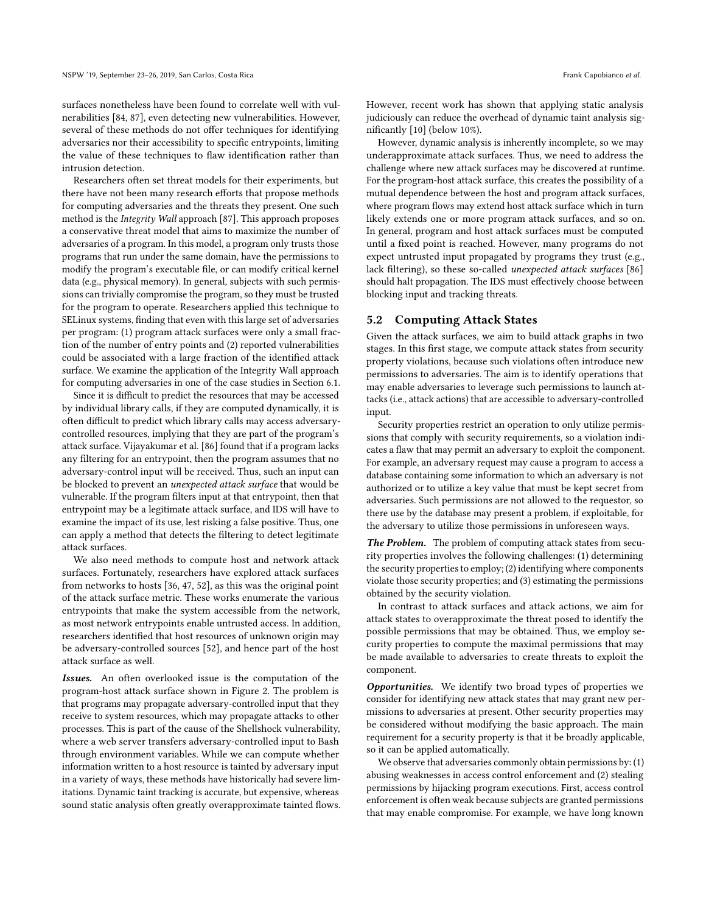surfaces nonetheless have been found to correlate well with vulnerabilities [84, 87], even detecting new vulnerabilities. However, several of these methods do not offer techniques for identifying adversaries nor their accessibility to specific entrypoints, limiting the value of these techniques to flaw identification rather than intrusion detection.

Researchers often set threat models for their experiments, but there have not been many research efforts that propose methods for computing adversaries and the threats they present. One such method is the *Integrity Wall* approach [87]. This approach proposes a conservative threat model that aims to maximize the number of adversaries of a program. In this model, a program only trusts those programs that run under the same domain, have the permissions to modify the program's executable file, or can modify critical kernel data (e.g., physical memory). In general, subjects with such permissions can trivially compromise the program, so they must be trusted for the program to operate. Researchers applied this technique to SELinux systems, finding that even with this large set of adversaries per program: (1) program attack surfaces were only a small fraction of the number of entry points and (2) reported vulnerabilities could be associated with a large fraction of the identified attack surface. We examine the application of the Integrity Wall approach for computing adversaries in one of the case studies in Section 6.1.

Since it is difficult to predict the resources that may be accessed by individual library calls, if they are computed dynamically, it is often difficult to predict which library calls may access adversary-controlled resources, implying that they are part of the program's attack surface. Vijayakumar et al. [86] found that if a program lacks any filtering for an entrypoint, then the program assumes that no adversary-control input will be received. Thus, such an input can be blocked to prevent an *unexpected attack surface* that would be vulnerable. If the program filters input at that entrypoint, then that entrypoint may be a legitimate attack surface, and IDS will have to examine the impact of its use, lest risking a false positive. Thus, one can apply a method that detects the filtering to detect legitimate attack surfaces.

We also need methods to compute host and network attack surfaces. Fortunately, researchers have explored attack surfaces from networks to hosts [36, 47, 52], as this was the original point of the attack surface metric. These works enumerate the various entrypoints that make the system accessible from the network, as most network entrypoints enable untrusted access. In addition, researchers identified that host resources of unknown origin may be adversary-controlled sources [52], and hence part of the host attack surface as well.

***Issues.*** An often overlooked issue is the computation of the program-host attack surface shown in Figure 2. The problem is that programs may propagate adversary-controlled input that they receive to system resources, which may propagate attacks to other processes. This is part of the cause of the Shellshock vulnerability, where a web server transfers adversary-controlled input to Bash through environment variables. While we can compute whether information written to a host resource is tainted by adversary input in a variety of ways, these methods have historically had severe limitations. Dynamic taint tracking is accurate, but expensive, whereas sound static analysis often greatly overapproximate tainted flows. However, recent work has shown that applying static analysis judiciously can reduce the overhead of dynamic taint analysis significantly [10] (below 10%).

However, dynamic analysis is inherently incomplete, so we may underapproximate attack surfaces. Thus, we need to address the challenge where new attack surfaces may be discovered at runtime. For the program-host attack surface, this creates the possibility of a mutual dependence between the host and program attack surfaces, where program flows may extend host attack surface which in turn likely extends one or more program attack surfaces, and so on. In general, program and host attack surfaces must be computed until a fixed point is reached. However, many programs do not expect untrusted input propagated by programs they trust (e.g., lack filtering), so these so-called *unexpected attack surfaces* [86] should halt propagation. The IDS must effectively choose between blocking input and tracking threats.

## 5.2 Computing Attack States

Given the attack surfaces, we aim to build attack graphs in two stages. In this first stage, we compute attack states from security property violations, because such violations often introduce new permissions to adversaries. The aim is to identify operations that may enable adversaries to leverage such permissions to launch attacks (i.e., attack actions) that are accessible to adversary-controlled input.

Security properties restrict an operation to only utilize permissions that comply with security requirements, so a violation indicates a flaw that may permit an adversary to exploit the component. For example, an adversary request may cause a program to access a database containing some information to which an adversary is not authorized or to utilize a key value that must be kept secret from adversaries. Such permissions are not allowed to the requestor, so there use by the database may present a problem, if exploitable, for the adversary to utilize those permissions in unforeseen ways.

***The Problem.*** The problem of computing attack states from security properties involves the following challenges: (1) determining the security properties to employ; (2) identifying where components violate those security properties; and (3) estimating the permissions obtained by the security violation.

In contrast to attack surfaces and attack actions, we aim for attack states to overapproximate the threat posed to identify the possible permissions that may be obtained. Thus, we employ security properties to compute the maximal permissions that may be made available to adversaries to create threats to exploit the component.

***Opportunities.*** We identify two broad types of properties we consider for identifying new attack states that may grant new permissions to adversaries at present. Other security properties may be considered without modifying the basic approach. The main requirement for a security property is that it be broadly applicable, so it can be applied automatically.

We observe that adversaries commonly obtain permissions by: (1) abusing weaknesses in access control enforcement and (2) stealing permissions by hijacking program executions. First, access control enforcement is often weak because subjects are granted permissions that may enable compromise. For example, we have long known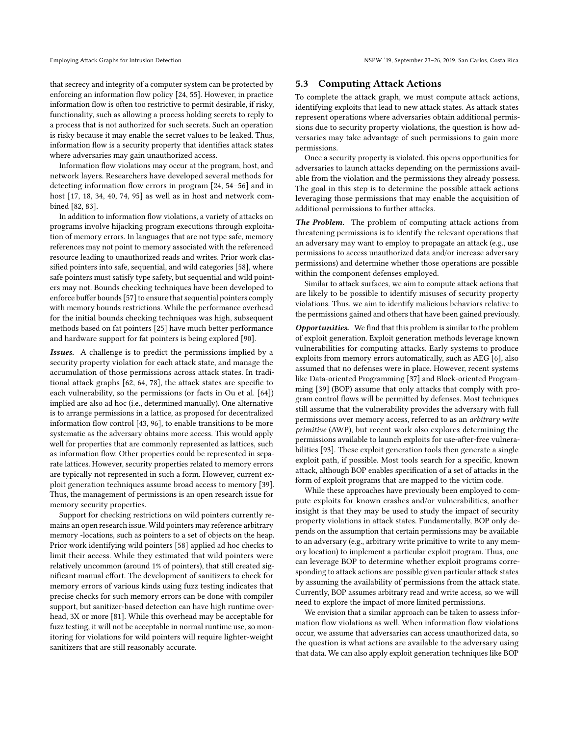that secrecy and integrity of a computer system can be protected by enforcing an information flow policy [24, 55]. However, in practice information flow is often too restrictive to permit desirable, if risky, functionality, such as allowing a process holding secrets to reply to a process that is not authorized for such secrets. Such an operation is risky because it may enable the secret values to be leaked. Thus, information flow is a security property that identifies attack states where adversaries may gain unauthorized access.

Information flow violations may occur at the program, host, and network layers. Researchers have developed several methods for detecting information flow errors in program [24, 54–56] and in host [17, 18, 34, 40, 74, 95] as well as in host and network combined [82, 83].

In addition to information flow violations, a variety of attacks on programs involve hijacking program executions through exploitation of memory errors. In languages that are not type safe, memory references may not point to memory associated with the referenced resource leading to unauthorized reads and writes. Prior work classified pointers into safe, sequential, and wild categories [58], where safe pointers must satisfy type safety, but sequential and wild pointers may not. Bounds checking techniques have been developed to enforce buffer bounds [57] to ensure that sequential pointers comply with memory bounds restrictions. While the performance overhead for the initial bounds checking techniques was high, subsequent methods based on fat pointers [25] have much better performance and hardware support for fat pointers is being explored [90].

***Issues.*** A challenge is to predict the permissions implied by a security property violation for each attack state, and manage the accumulation of those permissions across attack states. In traditional attack graphs [62, 64, 78], the attack states are specific to each vulnerability, so the permissions (or facts in Ou et al. [64]) implied are also ad hoc (i.e., determined manually). One alternative is to arrange permissions in a lattice, as proposed for decentralized information flow control [43, 96], to enable transitions to be more systematic as the adversary obtains more access. This would apply well for properties that are commonly represented as lattices, such as information flow. Other properties could be represented in separate lattices. However, security properties related to memory errors are typically not represented in such a form. However, current exploit generation techniques assume broad access to memory [39]. Thus, the management of permissions is an open research issue for memory security properties.

Support for checking restrictions on wild pointers currently remains an open research issue. Wild pointers may reference arbitrary memory -locations, such as pointers to a set of objects on the heap. Prior work identifying wild pointers [58] applied ad hoc checks to limit their access. While they estimated that wild pointers were relatively uncommon (around 1% of pointers), that still created significant manual effort. The development of sanitizers to check for memory errors of various kinds using fuzz testing indicates that precise checks for such memory errors can be done with compiler support, but sanitizer-based detection can have high runtime overhead, 3X or more [81]. While this overhead may be acceptable for fuzz testing, it will not be acceptable in normal runtime use, so monitoring for violations for wild pointers will require lighter-weight sanitizers that are still reasonably accurate.

## 5.3 Computing Attack Actions

To complete the attack graph, we must compute attack actions, identifying exploits that lead to new attack states. As attack states represent operations where adversaries obtain additional permissions due to security property violations, the question is how adversaries may take advantage of such permissions to gain more permissions.

Once a security property is violated, this opens opportunities for adversaries to launch attacks depending on the permissions available from the violation and the permissions they already possess. The goal in this step is to determine the possible attack actions leveraging those permissions that may enable the acquisition of additional permissions to further attacks.

***The Problem.*** The problem of computing attack actions from threatening permissions is to identify the relevant operations that an adversary may want to employ to propagate an attack (e.g., use permissions to access unauthorized data and/or increase adversary permissions) and determine whether those operations are possible within the component defenses employed.

Similar to attack surfaces, we aim to compute attack actions that are likely to be possible to identify misuses of security property violations. Thus, we aim to identify malicious behaviors relative to the permissions gained and others that have been gained previously.

***Opportunities.*** We find that this problem is similar to the problem of exploit generation. Exploit generation methods leverage known vulnerabilities for computing attacks. Early systems to produce exploits from memory errors automatically, such as AEG [6], also assumed that no defenses were in place. However, recent systems like Data-oriented Programming [37] and Block-oriented Programming [39] (BOP) assume that only attacks that comply with program control flows will be permitted by defenses. Most techniques still assume that the vulnerability provides the adversary with full permissions over memory access, referred to as an *arbitrary write primitive* (AWP), but recent work also explores determining the permissions available to launch exploits for use-after-free vulnerabilities [93]. These exploit generation tools then generate a single exploit path, if possible. Most tools search for a specific, known attack, although BOP enables specification of a set of attacks in the form of exploit programs that are mapped to the victim code.

While these approaches have previously been employed to compute exploits for known crashes and/or vulnerabilities, another insight is that they may be used to study the impact of security property violations in attack states. Fundamentally, BOP only depends on the assumption that certain permissions may be available to an adversary (e.g., arbitrary write primitive to write to any memory location) to implement a particular exploit program. Thus, one can leverage BOP to determine whether exploit programs corresponding to attack actions are possible given particular attack states by assuming the availability of permissions from the attack state. Currently, BOP assumes arbitrary read and write access, so we will need to explore the impact of more limited permissions.

We envision that a similar approach can be taken to assess information flow violations as well. When information flow violations occur, we assume that adversaries can access unauthorized data, so the question is what actions are available to the adversary using that data. We can also apply exploit generation techniques like BOP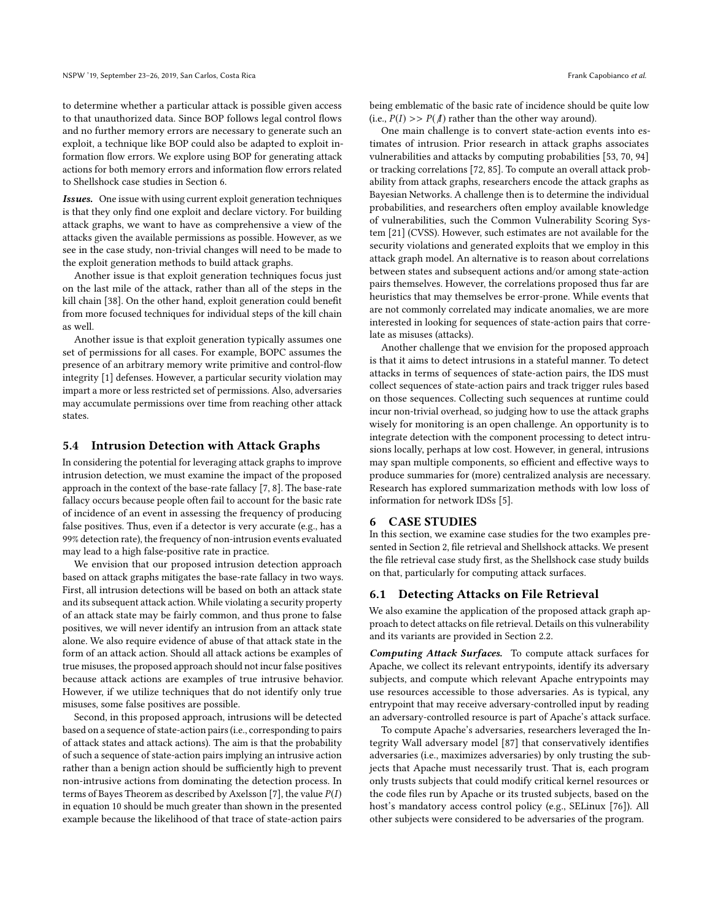to determine whether a particular attack is possible given access to that unauthorized data. Since BOP follows legal control flows and no further memory errors are necessary to generate such an exploit, a technique like BOP could also be adapted to exploit information flow errors. We explore using BOP for generating attack actions for both memory errors and information flow errors related to Shellshock case studies in Section 6.

***Issues.*** One issue with using current exploit generation techniques is that they only find one exploit and declare victory. For building attack graphs, we want to have as comprehensive a view of the attacks given the available permissions as possible. However, as we see in the case study, non-trivial changes will need to be made to the exploit generation methods to build attack graphs.

Another issue is that exploit generation techniques focus just on the last mile of the attack, rather than all of the steps in the kill chain [38]. On the other hand, exploit generation could benefit from more focused techniques for individual steps of the kill chain as well.

Another issue is that exploit generation typically assumes one set of permissions for all cases. For example, BOPC assumes the presence of an arbitrary memory write primitive and control-flow integrity [1] defenses. However, a particular security violation may impart a more or less restricted set of permissions. Also, adversaries may accumulate permissions over time from reaching other attack states.

### 5.4 Intrusion Detection with Attack Graphs

In considering the potential for leveraging attack graphs to improve intrusion detection, we must examine the impact of the proposed approach in the context of the base-rate fallacy [7, 8]. The base-rate fallacy occurs because people often fail to account for the basic rate of incidence of an event in assessing the frequency of producing false positives. Thus, even if a detector is very accurate (e.g., has a 99% detection rate), the frequency of non-intrusion events evaluated may lead to a high false-positive rate in practice.

We envision that our proposed intrusion detection approach based on attack graphs mitigates the base-rate fallacy in two ways. First, all intrusion detections will be based on both an attack state and its subsequent attack action. While violating a security property of an attack state may be fairly common, and thus prone to false positives, we will never identify an intrusion from an attack state alone. We also require evidence of abuse of that attack state in the form of an attack action. Should all attack actions be examples of true misuses, the proposed approach should not incur false positives because attack actions are examples of true intrusive behavior. However, if we utilize techniques that do not identify only true misuses, some false positives are possible.

Second, in this proposed approach, intrusions will be detected based on a sequence of state-action pairs (i.e., corresponding to pairs of attack states and attack actions). The aim is that the probability of such a sequence of state-action pairs implying an intrusive action rather than a benign action should be sufficiently high to prevent non-intrusive actions from dominating the detection process. In terms of Bayes Theorem as described by Axelsson [7], the value $P(I)$ in equation 10 should be much greater than shown in the presented example because the likelihood of that trace of state-action pairs being emblematic of the basic rate of incidence should be quite low (i.e., $P(I) >> P(\neg I)$ rather than the other way around).

One main challenge is to convert state-action events into estimates of intrusion. Prior research in attack graphs associates vulnerabilities and attacks by computing probabilities [53, 70, 94] or tracking correlations [72, 85]. To compute an overall attack probability from attack graphs, researchers encode the attack graphs as Bayesian Networks. A challenge then is to determine the individual probabilities, and researchers often employ available knowledge of vulnerabilities, such the Common Vulnerability Scoring System [21] (CVSS). However, such estimates are not available for the security violations and generated exploits that we employ in this attack graph model. An alternative is to reason about correlations between states and subsequent actions and/or among state-action pairs themselves. However, the correlations proposed thus far are heuristics that may themselves be error-prone. While events that are not commonly correlated may indicate anomalies, we are more interested in looking for sequences of state-action pairs that correlate as misuses (attacks).

Another challenge that we envision for the proposed approach is that it aims to detect intrusions in a stateful manner. To detect attacks in terms of sequences of state-action pairs, the IDS must collect sequences of state-action pairs and track trigger rules based on those sequences. Collecting such sequences at runtime could incur non-trivial overhead, so judging how to use the attack graphs wisely for monitoring is an open challenge. An opportunity is to integrate detection with the component processing to detect intrusions locally, perhaps at low cost. However, in general, intrusions may span multiple components, so efficient and effective ways to produce summaries for (more) centralized analysis are necessary. Research has explored summarization methods with low loss of information for network IDSs [5].

## 6 CASE STUDIES

In this section, we examine case studies for the two examples presented in Section 2, file retrieval and Shellshock attacks. We present the file retrieval case study first, as the Shellshock case study builds on that, particularly for computing attack surfaces.

### 6.1 Detecting Attacks on File Retrieval

We also examine the application of the proposed attack graph approach to detect attacks on file retrieval. Details on this vulnerability and its variants are provided in Section 2.2.

***Computing Attack Surfaces.*** To compute attack surfaces for Apache, we collect its relevant entrypoints, identify its adversary subjects, and compute which relevant Apache entrypoints may use resources accessible to those adversaries. As is typical, any entrypoint that may receive adversary-controlled input by reading an adversary-controlled resource is part of Apache's attack surface.

To compute Apache's adversaries, researchers leveraged the Integrity Wall adversary model [87] that conservatively identifies adversaries (i.e., maximizes adversaries) by only trusting the subjects that Apache must necessarily trust. That is, each program only trusts subjects that could modify critical kernel resources or the code files run by Apache or its trusted subjects, based on the host's mandatory access control policy (e.g., SELinux [76]). All other subjects were considered to be adversaries of the program.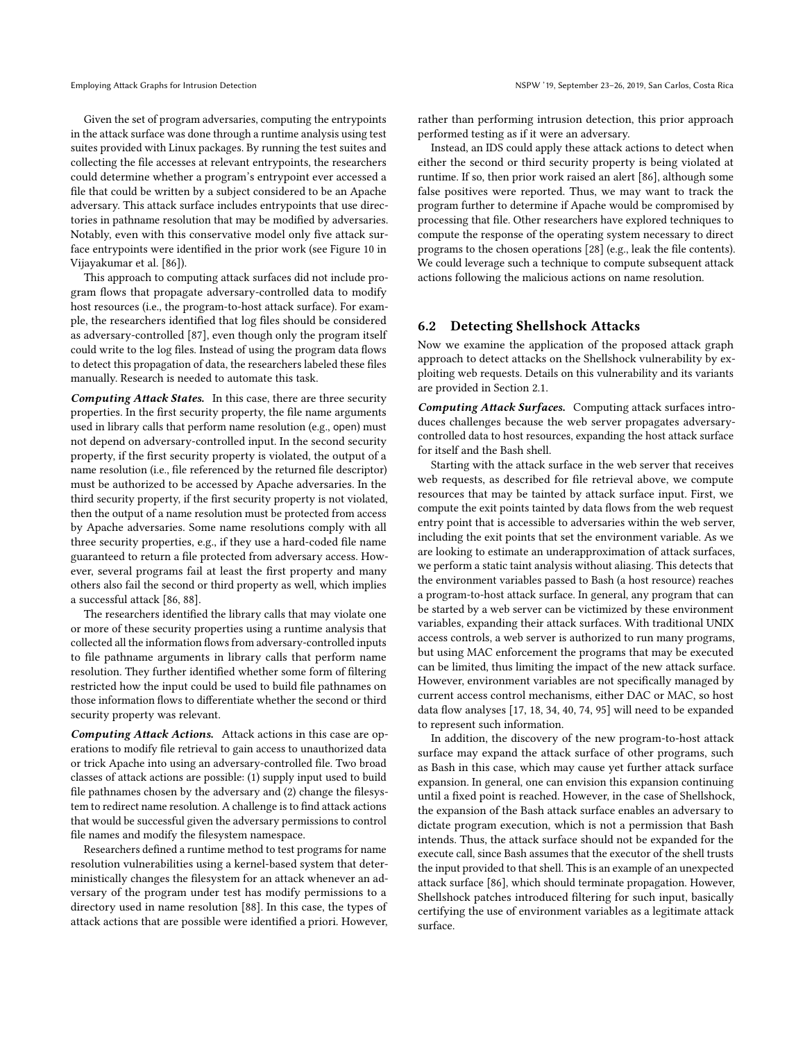Given the set of program adversaries, computing the entrypoints in the attack surface was done through a runtime analysis using test suites provided with Linux packages. By running the test suites and collecting the file accesses at relevant entrypoints, the researchers could determine whether a program's entrypoint ever accessed a file that could be written by a subject considered to be an Apache adversary. This attack surface includes entrypoints that use directories in pathname resolution that may be modified by adversaries. Notably, even with this conservative model only five attack surface entrypoints were identified in the prior work (see Figure 10 in Vijayakumar et al. [86]).

This approach to computing attack surfaces did not include program flows that propagate adversary-controlled data to modify host resources (i.e., the program-to-host attack surface). For example, the researchers identified that log files should be considered as adversary-controlled [87], even though only the program itself could write to the log files. Instead of using the program data flows to detect this propagation of data, the researchers labeled these files manually. Research is needed to automate this task.

***Computing Attack States.*** In this case, there are three security properties. In the first security property, the file name arguments used in library calls that perform name resolution (e.g., open) must not depend on adversary-controlled input. In the second security property, if the first security property is violated, the output of a name resolution (i.e., file referenced by the returned file descriptor) must be authorized to be accessed by Apache adversaries. In the third security property, if the first security property is not violated, then the output of a name resolution must be protected from access by Apache adversaries. Some name resolutions comply with all three security properties, e.g., if they use a hard-coded file name guaranteed to return a file protected from adversary access. However, several programs fail at least the first property and many others also fail the second or third property as well, which implies a successful attack [86, 88].

The researchers identified the library calls that may violate one or more of these security properties using a runtime analysis that collected all the information flows from adversary-controlled inputs to file pathname arguments in library calls that perform name resolution. They further identified whether some form of filtering restricted how the input could be used to build file pathnames on those information flows to differentiate whether the second or third security property was relevant.

***Computing Attack Actions.*** Attack actions in this case are operations to modify file retrieval to gain access to unauthorized data or trick Apache into using an adversary-controlled file. Two broad classes of attack actions are possible: (1) supply input used to build file pathnames chosen by the adversary and (2) change the filesystem to redirect name resolution. A challenge is to find attack actions that would be successful given the adversary permissions to control file names and modify the filesystem namespace.

Researchers defined a runtime method to test programs for name resolution vulnerabilities using a kernel-based system that deterministically changes the filesystem for an attack whenever an adversary of the program under test has modify permissions to a directory used in name resolution [88]. In this case, the types of attack actions that are possible were identified a priori. However, rather than performing intrusion detection, this prior approach performed testing as if it were an adversary.

Instead, an IDS could apply these attack actions to detect when either the second or third security property is being violated at runtime. If so, then prior work raised an alert [86], although some false positives were reported. Thus, we may want to track the program further to determine if Apache would be compromised by processing that file. Other researchers have explored techniques to compute the response of the operating system necessary to direct programs to the chosen operations [28] (e.g., leak the file contents). We could leverage such a technique to compute subsequent attack actions following the malicious actions on name resolution.

## 6.2 Detecting Shellshock Attacks

Now we examine the application of the proposed attack graph approach to detect attacks on the Shellshock vulnerability by exploiting web requests. Details on this vulnerability and its variants are provided in Section 2.1.

***Computing Attack Surfaces.*** Computing attack surfaces introduces challenges because the web server propagates adversary-controlled data to host resources, expanding the host attack surface for itself and the Bash shell.

Starting with the attack surface in the web server that receives web requests, as described for file retrieval above, we compute resources that may be tainted by attack surface input. First, we compute the exit points tainted by data flows from the web request entry point that is accessible to adversaries within the web server, including the exit points that set the environment variable. As we are looking to estimate an underapproximation of attack surfaces, we perform a static taint analysis without aliasing. This detects that the environment variables passed to Bash (a host resource) reaches a program-to-host attack surface. In general, any program that can be started by a web server can be victimized by these environment variables, expanding their attack surfaces. With traditional UNIX access controls, a web server is authorized to run many programs, but using MAC enforcement the programs that may be executed can be limited, thus limiting the impact of the new attack surface. However, environment variables are not specifically managed by current access control mechanisms, either DAC or MAC, so host data flow analyses [17, 18, 34, 40, 74, 95] will need to be expanded to represent such information.

In addition, the discovery of the new program-to-host attack surface may expand the attack surface of other programs, such as Bash in this case, which may cause yet further attack surface expansion. In general, one can envision this expansion continuing until a fixed point is reached. However, in the case of Shellshock, the expansion of the Bash attack surface enables an adversary to dictate program execution, which is not a permission that Bash intends. Thus, the attack surface should not be expanded for the execute call, since Bash assumes that the executor of the shell trusts the input provided to that shell. This is an example of an unexpected attack surface [86], which should terminate propagation. However, Shellshock patches introduced filtering for such input, basically certifying the use of environment variables as a legitimate attack surface.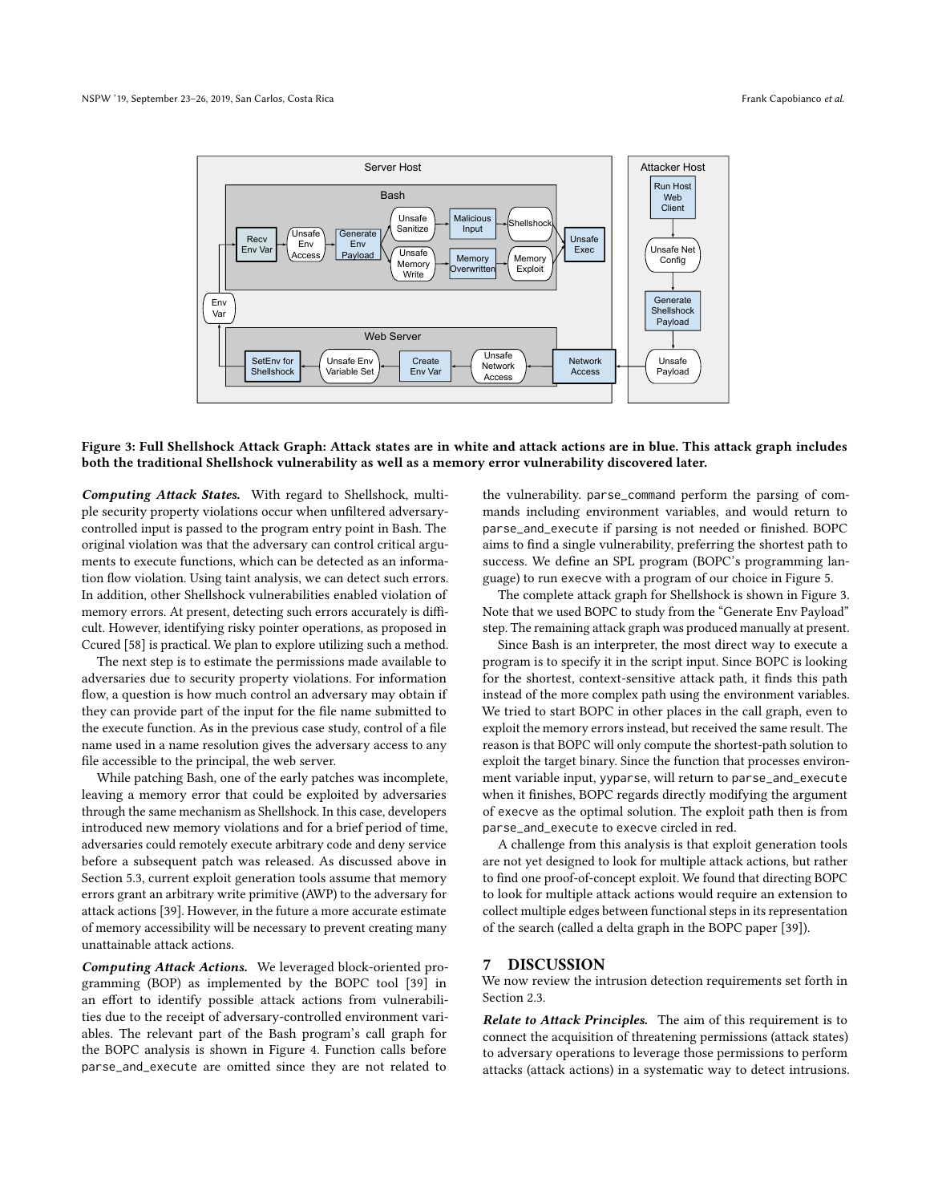Figure 3: Full Shellshock Attack Graph: Attack states are in white and attack actions are in blue. This attack graph includes both the traditional Shellshock vulnerability as well as a memory error vulnerability discovered later.

***Computing Attack States.*** With regard to Shellshock, multiple security property violations occur when unfiltered adversary-controlled input is passed to the program entry point in Bash. The original violation was that the adversary can control critical arguments to execute functions, which can be detected as an information flow violation. Using taint analysis, we can detect such errors. In addition, other Shellshock vulnerabilities enabled violation of memory errors. At present, detecting such errors accurately is difficult. However, identifying risky pointer operations, as proposed in Ccured [58] is practical. We plan to explore utilizing such a method.

The next step is to estimate the permissions made available to adversaries due to security property violations. For information flow, a question is how much control an adversary may obtain if they can provide part of the input for the file name submitted to the execute function. As in the previous case study, control of a file name used in a name resolution gives the adversary access to any file accessible to the principal, the web server.

While patching Bash, one of the early patches was incomplete, leaving a memory error that could be exploited by adversaries through the same mechanism as Shellshock. In this case, developers introduced new memory violations and for a brief period of time, adversaries could remotely execute arbitrary code and deny service before a subsequent patch was released. As discussed above in Section 5.3, current exploit generation tools assume that memory errors grant an arbitrary write primitive (AWP) to the adversary for attack actions [39]. However, in the future a more accurate estimate of memory accessibility will be necessary to prevent creating many unattainable attack actions.

***Computing Attack Actions.*** We leveraged block-oriented programming (BOP) as implemented by the BOPC tool [39] in an effort to identify possible attack actions from vulnerabilities due to the receipt of adversary-controlled environment variables. The relevant part of the Bash program's call graph for the BOPC analysis is shown in Figure 4. Function calls before `parse_and_execute` are omitted since they are not related to the vulnerability. `parse_command` perform the parsing of commands including environment variables, and would return to `parse_and_execute` if parsing is not needed or finished. BOPC aims to find a single vulnerability, preferring the shortest path to success. We define an SPL program (BOPC's programming language) to run `execve` with a program of our choice in Figure 5.

The complete attack graph for Shellshock is shown in Figure 3. Note that we used BOPC to study from the "Generate Env Payload" step. The remaining attack graph was produced manually at present.

Since Bash is an interpreter, the most direct way to execute a program is to specify it in the script input. Since BOPC is looking for the shortest, context-sensitive attack path, it finds this path instead of the more complex path using the environment variables. We tried to start BOPC in other places in the call graph, even to exploit the memory errors instead, but received the same result. The reason is that BOPC will only compute the shortest-path solution to exploit the target binary. Since the function that processes environment variable input, `yyparse`, will return to `parse_and_execute` when it finishes, BOPC regards directly modifying the argument of `execve` as the optimal solution. The exploit path then is from `parse_and_execute` to `execve` circled in red.

A challenge from this analysis is that exploit generation tools are not yet designed to look for multiple attack actions, but rather to find one proof-of-concept exploit. We found that directing BOPC to look for multiple attack actions would require an extension to collect multiple edges between functional steps in its representation of the search (called a delta graph in the BOPC paper [39]).

## 7 DISCUSSION

We now review the intrusion detection requirements set forth in Section 2.3.

***Relate to Attack Principles.*** The aim of this requirement is to connect the acquisition of threatening permissions (attack states) to adversary operations to leverage those permissions to perform attacks (attack actions) in a systematic way to detect intrusions.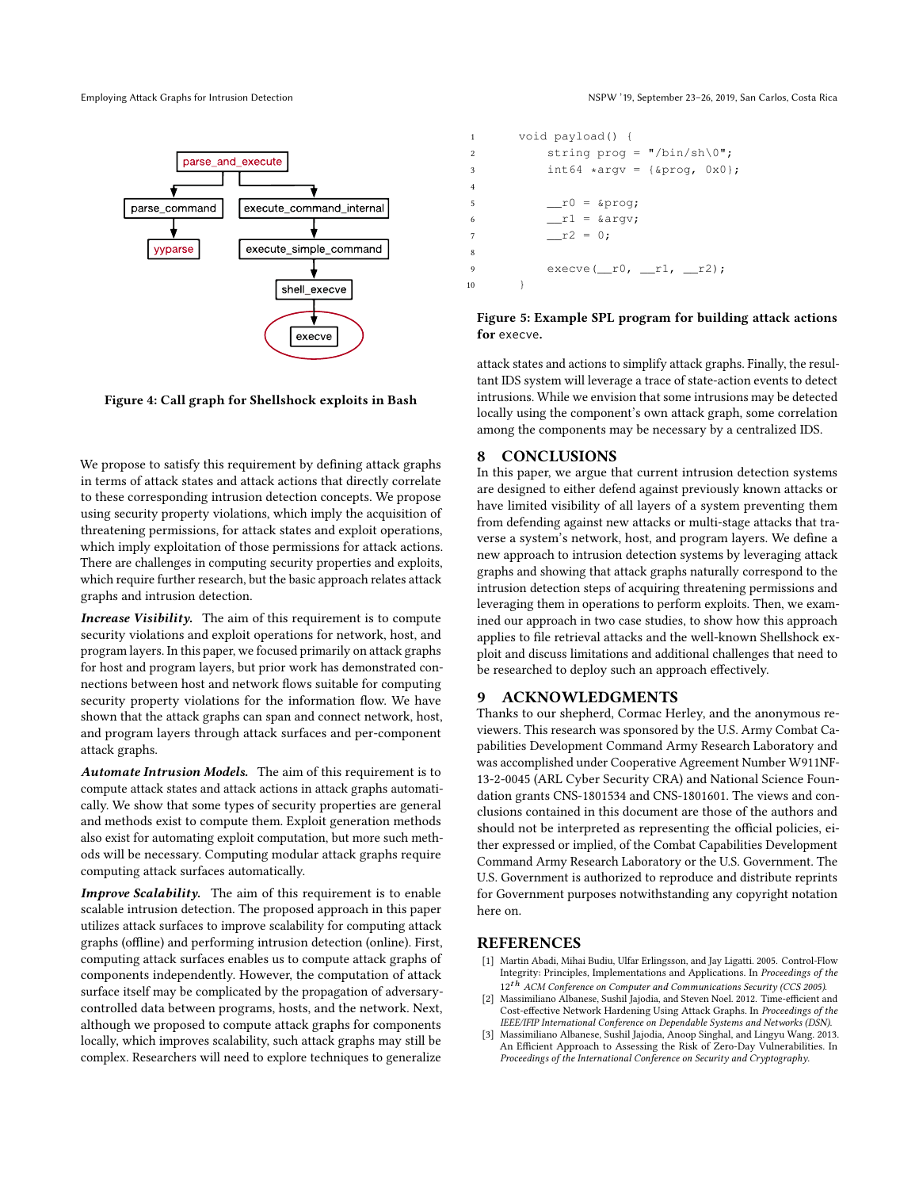Figure 4: Call graph for Shellshock exploits in Bash

We propose to satisfy this requirement by defining attack graphs in terms of attack states and attack actions that directly correlate to these corresponding intrusion detection concepts. We propose using security property violations, which imply the acquisition of threatening permissions, for attack states and exploit operations, which imply exploitation of those permissions for attack actions. There are challenges in computing security properties and exploits, which require further research, but the basic approach relates attack graphs and intrusion detection.

***Increase Visibility.*** The aim of this requirement is to compute security violations and exploit operations for network, host, and program layers. In this paper, we focused primarily on attack graphs for host and program layers, but prior work has demonstrated connections between host and network flows suitable for computing security property violations for the information flow. We have shown that the attack graphs can span and connect network, host, and program layers through attack surfaces and per-component attack graphs.

***Automate Intrusion Models.*** The aim of this requirement is to compute attack states and attack actions in attack graphs automatically. We show that some types of security properties are general and methods exist to compute them. Exploit generation methods also exist for automating exploit computation, but more such methods will be necessary. Computing modular attack graphs require computing attack surfaces automatically.

***Improve Scalability.*** The aim of this requirement is to enable scalable intrusion detection. The proposed approach in this paper utilizes attack surfaces to improve scalability for computing attack graphs (offline) and performing intrusion detection (online). First, computing attack surfaces enables us to compute attack graphs of components independently. However, the computation of attack surface itself may be complicated by the propagation of adversary-controlled data between programs, hosts, and the network. Next, although we proposed to compute attack graphs for components locally, which improves scalability, such attack graphs may still be complex. Researchers will need to explore techniques to generalize

```
1    void payload() {
2        string prog = "/bin/sh\0";
3        int64 *argv = {&prog, 0x0};
4
5        __r0 = &prog;
6        __r1 = &argv;
7        __r2 = 0;
8
9        execve(__r0, __r1, __r2);
10   }
```

**Figure 5: Example SPL program for building attack actions for** execve**.**

attack states and actions to simplify attack graphs. Finally, the resultant IDS system will leverage a trace of state-action events to detect intrusions. While we envision that some intrusions may be detected locally using the component's own attack graph, some correlation among the components may be necessary by a centralized IDS.

## 8 CONCLUSIONS

In this paper, we argue that current intrusion detection systems are designed to either defend against previously known attacks or have limited visibility of all layers of a system preventing them from defending against new attacks or multi-stage attacks that traverse a system's network, host, and program layers. We define a new approach to intrusion detection systems by leveraging attack graphs and showing that attack graphs naturally correspond to the intrusion detection steps of acquiring threatening permissions and leveraging them in operations to perform exploits. Then, we examined our approach in two case studies, to show how this approach applies to file retrieval attacks and the well-known Shellshock exploit and discuss limitations and additional challenges that need to be researched to deploy such an approach effectively.

## 9 ACKNOWLEDGMENTS

Thanks to our shepherd, Cormac Herley, and the anonymous reviewers. This research was sponsored by the U.S. Army Combat Capabilities Development Command Army Research Laboratory and was accomplished under Cooperative Agreement Number W911NF-13-2-0045 (ARL Cyber Security CRA) and National Science Foundation grants CNS-1801534 and CNS-1801601. The views and conclusions contained in this document are those of the authors and should not be interpreted as representing the official policies, either expressed or implied, of the Combat Capabilities Development Command Army Research Laboratory or the U.S. Government. The U.S. Government is authorized to reproduce and distribute reprints for Government purposes notwithstanding any copyright notation here on.

## REFERENCES

[1] Martin Abadi, Mihai Budiu, Ulfar Erlingsson, and Jay Ligatti. 2005. Control-Flow Integrity: Principles, Implementations and Applications. In *Proceedings of the* $12^{th}$ *ACM Conference on Computer and Communications Security (CCS 2005)*.

[2] Massimiliano Albanese, Sushil Jajodia, and Steven Noel. 2012. Time-efficient and Cost-effective Network Hardening Using Attack Graphs. In *Proceedings of the IEEE/IFIP International Conference on Dependable Systems and Networks (DSN)*.

[3] Massimiliano Albanese, Sushil Jajodia, Anoop Singhal, and Lingyu Wang. 2013. An Efficient Approach to Assessing the Risk of Zero-Day Vulnerabilities. In *Proceedings of the International Conference on Security and Cryptography*.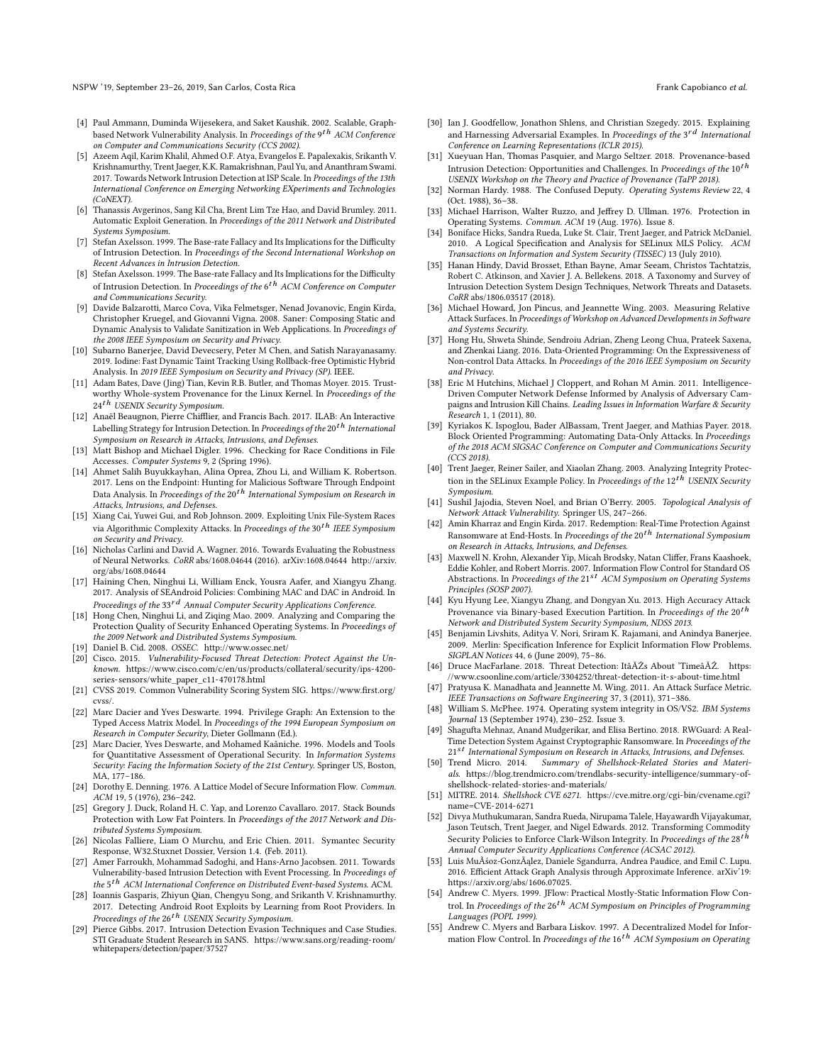- [4] Paul Ammann, Duminda Wijesekera, and Saket Kaushik. 2002. Scalable, Graph-based Network Vulnerability Analysis. In *Proceedings of the 9$^{th}$ ACM Conference on Computer and Communications Security (CCS 2002)*.
- [5] Azeem Aqil, Karim Khalil, Ahmed O.F. Atya, Evangelos E. Papalexakis, Srikanth V. Krishnamurthy, Trent Jaeger, K.K. Ramakrishnan, Paul Yu, and Ananthram Swami. 2017. Towards Network Intrusion Detection at ISP Scale. In *Proceedings of the 13th International Conference on Emerging Networking EXperiments and Technologies (CoNEXT)*.
- [6] Thanassis Avgerinos, Sang Kil Cha, Brent Lim Tze Hao, and David Brumley. 2011. Automatic Exploit Generation. In *Proceedings of the 2011 Network and Distributed Systems Symposium*.
- [7] Stefan Axelsson. 1999. The Base-rate Fallacy and Its Implications for the Difficulty of Intrusion Detection. In *Proceedings of the Second International Workshop on Recent Advances in Intrusion Detection*.
- [8] Stefan Axelsson. 1999. The Base-rate Fallacy and Its Implications for the Difficulty of Intrusion Detection. In *Proceedings of the 6$^{th}$ ACM Conference on Computer and Communications Security*.
- [9] Davide Balzarotti, Marco Cova, Vika Felmetsger, Nenad Jovanovic, Engin Kirda, Christopher Kruegel, and Giovanni Vigna. 2008. Saner: Composing Static and Dynamic Analysis to Validate Sanitization in Web Applications. In *Proceedings of the 2008 IEEE Symposium on Security and Privacy*.
- [10] Subarno Banerjee, David Devecsery, Peter M Chen, and Satish Narayanasamy. 2019. Iodine: Fast Dynamic Taint Tracking Using Rollback-free Optimistic Hybrid Analysis. In *2019 IEEE Symposium on Security and Privacy (SP)*. IEEE.
- [11] Adam Bates, Dave (Jing) Tian, Kevin R.B. Butler, and Thomas Moyer. 2015. Trustworthy Whole-system Provenance for the Linux Kernel. In *Proceedings of the 24$^{th}$ USENIX Security Symposium*.
- [12] Anaël Beaugnon, Pierre Chifflier, and Francis Bach. 2017. ILAB: An Interactive Labelling Strategy for Intrusion Detection. In *Proceedings of the 20$^{th}$ International Symposium on Research in Attacks, Intrusions, and Defenses*.
- [13] Matt Bishop and Michael Digler. 1996. Checking for Race Conditions in File Accesses. *Computer Systems* 9, 2 (Spring 1996).
- [14] Ahmet Salih Buyukkayhan, Alina Oprea, Zhou Li, and William K. Robertson. 2017. Lens on the Endpoint: Hunting for Malicious Software Through Endpoint Data Analysis. In *Proceedings of the 20$^{th}$ International Symposium on Research in Attacks, Intrusions, and Defenses*.
- [15] Xiang Cai, Yuwei Gui, and Rob Johnson. 2009. Exploiting Unix File-System Races via Algorithmic Complexity Attacks. In *Proceedings of the 30$^{th}$ IEEE Symposium on Security and Privacy*.
- [16] Nicholas Carlini and David A. Wagner. 2016. Towards Evaluating the Robustness of Neural Networks. *CoRR* abs/1608.04644 (2016). arXiv:1608.04644 http://arxiv.org/abs/1608.04644
- [17] Haining Chen, Ninghui Li, William Enck, Yousra Aafer, and Xiangyu Zhang. 2017. Analysis of SEAndroid Policies: Combining MAC and DAC in Android. In *Proceedings of the 33$^{rd}$ Annual Computer Security Applications Conference*.
- [18] Hong Chen, Ninghui Li, and Ziqing Mao. 2009. Analyzing and Comparing the Protection Quality of Security Enhanced Operating Systems. In *Proceedings of the 2009 Network and Distributed Systems Symposium*.
- [19] Daniel B. Cid. 2008. *OSSEC*. http://www.ossec.net/
- [20] Cisco. 2015. *Vulnerability-Focused Threat Detection: Protect Against the Unknown*. https://www.cisco.com/c/en/us/products/collateral/security/ips-4200-series-sensors/white_paper_c11-470178.html
- [21] CVSS 2019. Common Vulnerability Scoring System SIG. https://www.first.org/cvss/.
- [22] Marc Dacier and Yves Deswarte. 1994. Privilege Graph: An Extension to the Typed Access Matrix Model. In *Proceedings of the 1994 European Symposium on Research in Computer Security*, Dieter Gollmann (Ed.).
- [23] Marc Dacier, Yves Deswarte, and Mohamed Kaâniche. 1996. Models and Tools for Quantitative Assessment of Operational Security. In *Information Systems Security: Facing the Information Society of the 21st Century*. Springer US, Boston, MA, 177–186.
- [24] Dorothy E. Denning. 1976. A Lattice Model of Secure Information Flow. *Commun. ACM* 19, 5 (1976), 236–242.
- [25] Gregory J. Duck, Roland H. C. Yap, and Lorenzo Cavallaro. 2017. Stack Bounds Protection with Low Fat Pointers. In *Proceedings of the 2017 Network and Distributed Systems Symposium*.
- [26] Nicolas Falliere, Liam O Murchu, and Eric Chien. 2011. Symantec Security Response, W32.Stuxnet Dossier, Version 1.4. (Feb. 2011).
- [27] Amer Farroukh, Mohammad Sadoghi, and Hans-Arno Jacobsen. 2011. Towards Vulnerability-based Intrusion Detection with Event Processing. In *Proceedings of the 5$^{th}$ ACM International Conference on Distributed Event-based Systems*. ACM.
- [28] Ioannis Gasparis, Zhiyun Qian, Chengyu Song, and Srikanth V. Krishnamurthy. 2017. Detecting Android Root Exploits by Learning from Root Providers. In *Proceedings of the 26$^{th}$ USENIX Security Symposium*.
- [29] Pierce Gibbs. 2017. Intrusion Detection Evasion Techniques and Case Studies. STI Graduate Student Research in SANS. https://www.sans.org/reading-room/whitepapers/detection/paper/37527
- [30] Ian J. Goodfellow, Jonathon Shlens, and Christian Szegedy. 2015. Explaining and Harnessing Adversarial Examples. In *Proceedings of the 3$^{rd}$ International Conference on Learning Representations (ICLR 2015)*.
- [31] Xueyuan Han, Thomas Pasquier, and Margo Seltzer. 2018. Provenance-based Intrusion Detection: Opportunities and Challenges. In *Proceedings of the 10$^{th}$ USENIX Workshop on the Theory and Practice of Provenance (TaPP 2018)*.
- [32] Norman Hardy. 1988. The Confused Deputy. *Operating Systems Review* 22, 4 (Oct. 1988), 36–38.
- [33] Michael Harrison, Walter Ruzzo, and Jeffrey D. Ullman. 1976. Protection in Operating Systems. *Commun. ACM* 19 (Aug. 1976). Issue 8.
- [34] Boniface Hicks, Sandra Rueda, Luke St. Clair, Trent Jaeger, and Patrick McDaniel. 2010. A Logical Specification and Analysis for SELinux MLS Policy. *ACM Transactions on Information and System Security (TISSEC)* 13 (July 2010).
- [35] Hanan Hindy, David Brosset, Ethan Bayne, Amar Seeam, Christos Tachtatzis, Robert C. Atkinson, and Xavier J. A. Bellekens. 2018. A Taxonomy and Survey of Intrusion Detection System Design Techniques, Network Threats and Datasets. *CoRR* abs/1806.03517 (2018).
- [36] Michael Howard, Jon Pincus, and Jeannette Wing. 2003. Measuring Relative Attack Surfaces. In *Proceedings of Workshop on Advanced Developments in Software and Systems Security*.
- [37] Hong Hu, Shweta Shinde, Sendroiu Adrian, Zheng Leong Chua, Prateek Saxena, and Zhenkai Liang. 2016. Data-Oriented Programming: On the Expressiveness of Non-control Data Attacks. In *Proceedings of the 2016 IEEE Symposium on Security and Privacy*.
- [38] Eric M Hutchins, Michael J Cloppert, and Rohan M Amin. 2011. Intelligence-Driven Computer Network Defense Informed by Analysis of Adversary Campaigns and Intrusion Kill Chains. *Leading Issues in Information Warfare & Security Research* 1, 1 (2011), 80.
- [39] Kyriakos K. Ispoglou, Bader AlBassam, Trent Jaeger, and Mathias Payer. 2018. Block Oriented Programming: Automating Data-Only Attacks. In *Proceedings of the 2018 ACM SIGSAC Conference on Computer and Communications Security (CCS 2018)*.
- [40] Trent Jaeger, Reiner Sailer, and Xiaolan Zhang. 2003. Analyzing Integrity Protection in the SELinux Example Policy. In *Proceedings of the 12$^{th}$ USENIX Security Symposium*.
- [41] Sushil Jajodia, Steven Noel, and Brian O'Berry. 2005. *Topological Analysis of Network Attack Vulnerability*. Springer US, 247–266.
- [42] Amin Kharraz and Engin Kirda. 2017. Redemption: Real-Time Protection Against Ransomware at End-Hosts. In *Proceedings of the 20$^{th}$ International Symposium on Research in Attacks, Intrusions, and Defenses*.
- [43] Maxwell N. Krohn, Alexander Yip, Micah Brodsky, Natan Cliffer, Frans Kaashoek, Eddie Kohler, and Robert Morris. 2007. Information Flow Control for Standard OS Abstractions. In *Proceedings of the 21$^{st}$ ACM Symposium on Operating Systems Principles (SOSP 2007)*.
- [44] Kyu Hyung Lee, Xiangyu Zhang, and Dongyan Xu. 2013. High Accuracy Attack Provenance via Binary-based Execution Partition. In *Proceedings of the 20$^{th}$ Network and Distributed System Security Symposium, NDSS 2013*.
- [45] Benjamin Livshits, Aditya V. Nori, Sriram K. Rajamani, and Anindya Banerjee. 2009. Merlin: Specification Inference for Explicit Information Flow Problems. *SIGPLAN Notices* 44, 6 (June 2009), 75–86.
- [46] Druce MacFarlane. 2018. Threat Detection: ItâĂŹs About 'TimeâĂŹ. https://www.csoonline.com/article/3304252/threat-detection-it-s-about-time.html
- [47] Pratyusa K. Manadhata and Jeannette M. Wing. 2011. An Attack Surface Metric. *IEEE Transactions on Software Engineering* 37, 3 (2011), 371–386.
- [48] William S. McPhee. 1974. Operating system integrity in OS/VS2. *IBM Systems Journal* 13 (September 1974), 230–252. Issue 3.
- [49] Shagufta Mehnaz, Anand Mudgerikar, and Elisa Bertino. 2018. RWGuard: A Real-Time Detection System Against Cryptographic Ransomware. In *Proceedings of the 21$^{st}$ International Symposium on Research in Attacks, Intrusions, and Defenses*.
- [50] Trend Micro. 2014. *Summary of Shellshock-Related Stories and Materials*. https://blog.trendmicro.com/trendlabs-security-intelligence/summary-of-shellshock-related-stories-and-materials/
- [51] MITRE. 2014. *Shellshock CVE 6271*. https://cve.mitre.org/cgi-bin/cvename.cgi?name=CVE-2014-6271
- [52] Divya Muthukumaran, Sandra Rueda, Nirupama Talele, Hayawardh Vijayakumar, Jason Teutsch, Trent Jaeger, and Nigel Edwards. 2012. Transforming Commodity Security Policies to Enforce Clark-Wilson Integrity. In *Proceedings of the 28$^{th}$ Annual Computer Security Applications Conference (ACSAC 2012)*.
- [53] Luis MuÅśoz-GonzÃąlez, Daniele Sgandurra, Andrea Paudice, and Emil C. Lupu. 2016. Efficient Attack Graph Analysis through Approximate Inference. arXiv'19: https://arxiv.org/abs/1606.07025.
- [54] Andrew C. Myers. 1999. JFlow: Practical Mostly-Static Information Flow Control. In *Proceedings of the 26$^{th}$ ACM Symposium on Principles of Programming Languages (POPL 1999)*.
- [55] Andrew C. Myers and Barbara Liskov. 1997. A Decentralized Model for Information Flow Control. In *Proceedings of the 16$^{th}$ ACM Symposium on Operating*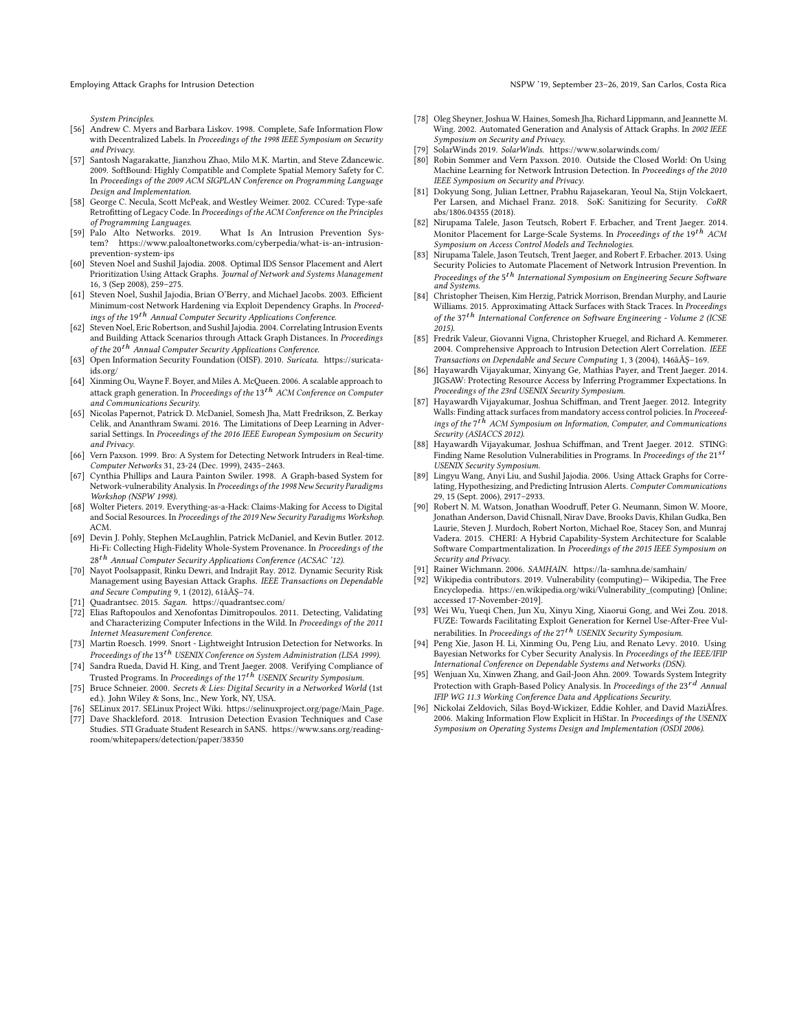System Principles.

[56] Andrew C. Myers and Barbara Liskov. 1998. Complete, Safe Information Flow with Decentralized Labels. In *Proceedings of the 1998 IEEE Symposium on Security and Privacy.*

[57] Santosh Nagarakatte, Jianzhou Zhao, Milo M.K. Martin, and Steve Zdancewic. 2009. SoftBound: Highly Compatible and Complete Spatial Memory Safety for C. In *Proceedings of the 2009 ACM SIGPLAN Conference on Programming Language Design and Implementation.*

[58] George C. Necula, Scott McPeak, and Westley Weimer. 2002. CCured: Type-safe Retrofitting of Legacy Code. In *Proceedings of the ACM Conference on the Principles of Programming Languages.*

[59] Palo Alto Networks. 2019. What Is An Intrusion Prevention System? https://www.paloaltonetworks.com/cyberpedia/what-is-an-intrusion-prevention-system-ips

[60] Steven Noel and Sushil Jajodia. 2008. Optimal IDS Sensor Placement and Alert Prioritization Using Attack Graphs. *Journal of Network and Systems Management* 16, 3 (Sep 2008), 259–275.

[61] Steven Noel, Sushil Jajodia, Brian O'Berry, and Michael Jacobs. 2003. Efficient Minimum-cost Network Hardening via Exploit Dependency Graphs. In *Proceedings of the 19th Annual Computer Security Applications Conference.*

[62] Steven Noel, Eric Robertson, and Sushil Jajodia. 2004. Correlating Intrusion Events and Building Attack Scenarios through Attack Graph Distances. In *Proceedings of the 20th Annual Computer Security Applications Conference.*

[63] Open Information Security Foundation (OISF). 2010. *Suricata.* https://suricata-ids.org/

[64] Xinming Ou, Wayne F. Boyer, and Miles A. McQueen. 2006. A scalable approach to attack graph generation. In *Proceedings of the 13th ACM Conference on Computer and Communications Security.*

[65] Nicolas Papernot, Patrick D. McDaniel, Somesh Jha, Matt Fredrikson, Z. Berkay Celik, and Ananthram Swami. 2016. The Limitations of Deep Learning in Adversarial Settings. In *Proceedings of the 2016 IEEE European Symposium on Security and Privacy.*

[66] Vern Paxson. 1999. Bro: A System for Detecting Network Intruders in Real-time. *Computer Networks* 31, 23-24 (Dec. 1999), 2435–2463.

[67] Cynthia Phillips and Laura Painton Swiler. 1998. A Graph-based System for Network-vulnerability Analysis. In *Proceedings of the 1998 New Security Paradigms Workshop (NSPW 1998).*

[68] Wolter Pieters. 2019. Everything-as-a-Hack: Claims-Making for Access to Digital and Social Resources. In *Proceedings of the 2019 New Security Paradigms Workshop.* ACM.

[69] Devin J. Pohly, Stephen McLaughlin, Patrick McDaniel, and Kevin Butler. 2012. Hi-Fi: Collecting High-Fidelity Whole-System Provenance. In *Proceedings of the 28th Annual Computer Security Applications Conference (ACSAC '12).*

[70] Nayot Poolsappasit, Rinku Dewri, and Indrajit Ray. 2012. Dynamic Security Risk Management using Bayesian Attack Graphs. *IEEE Transactions on Dependable and Secure Computing* 9, 1 (2012), 61âĂŞ–74.

[71] Quadrantsec. 2015. *Sagan.* https://quadrantsec.com/

[72] Elias Raftopoulos and Xenofontas Dimitropoulos. 2011. Detecting, Validating and Characterizing Computer Infections in the Wild. In *Proceedings of the 2011 Internet Measurement Conference.*

[73] Martin Roesch. 1999. Snort - Lightweight Intrusion Detection for Networks. In *Proceedings of the 13th USENIX Conference on System Administration (LISA 1999).*

[74] Sandra Rueda, David H. King, and Trent Jaeger. 2008. Verifying Compliance of Trusted Programs. In *Proceedings of the 17th USENIX Security Symposium.*

[75] Bruce Schneier. 2000. *Secrets & Lies: Digital Security in a Networked World* (1st ed.). John Wiley & Sons, Inc., New York, NY, USA.

[76] SELinux 2017. SELinux Project Wiki. https://selinuxproject.org/page/Main_Page.

[77] Dave Shackleford. 2018. Intrusion Detection Evasion Techniques and Case Studies. STI Graduate Student Research in SANS. https://www.sans.org/reading-room/whitepapers/detection/paper/38350

[78] Oleg Sheyner, Joshua W. Haines, Somesh Jha, Richard Lippmann, and Jeannette M. Wing. 2002. Automated Generation and Analysis of Attack Graphs. In *2002 IEEE Symposium on Security and Privacy.*

[79] SolarWinds 2019. *SolarWinds.* https://www.solarwinds.com/

[80] Robin Sommer and Vern Paxson. 2010. Outside the Closed World: On Using Machine Learning for Network Intrusion Detection. In *Proceedings of the 2010 IEEE Symposium on Security and Privacy.*

[81] Dokyung Song, Julian Lettner, Prabhu Rajasekaran, Yeoul Na, Stijn Volckaert, Per Larsen, and Michael Franz. 2018. SoK: Sanitizing for Security. *CoRR* abs/1806.04355 (2018).

[82] Nirupama Talele, Jason Teutsch, Robert F. Erbacher, and Trent Jaeger. 2014. Monitor Placement for Large-Scale Systems. In *Proceedings of the 19th ACM Symposium on Access Control Models and Technologies.*

[83] Nirupama Talele, Jason Teutsch, Trent Jaeger, and Robert F. Erbacher. 2013. Using Security Policies to Automate Placement of Network Intrusion Prevention. In *Proceedings of the 5th International Symposium on Engineering Secure Software and Systems.*

[84] Christopher Theisen, Kim Herzig, Patrick Morrison, Brendan Murphy, and Laurie Williams. 2015. Approximating Attack Surfaces with Stack Traces. In *Proceedings of the 37th International Conference on Software Engineering - Volume 2 (ICSE 2015).*

[85] Fredrik Valeur, Giovanni Vigna, Christopher Kruegel, and Richard A. Kemmerer. 2004. Comprehensive Approach to Intrusion Detection Alert Correlation. *IEEE Transactions on Dependable and Secure Computing* 1, 3 (2004), 146âĂŞ–169.

[86] Hayawardh Vijayakumar, Xinyang Ge, Mathias Payer, and Trent Jaeger. 2014. JIGSAW: Protecting Resource Access by Inferring Programmer Expectations. In *Proceedings of the 23rd USENIX Security Symposium.*

[87] Hayawardh Vijayakumar, Joshua Schiffman, and Trent Jaeger. 2012. Integrity Walls: Finding attack surfaces from mandatory access control policies. In *Proceedings of the 7th ACM Symposium on Information, Computer, and Communications Security (ASIACCS 2012).*

[88] Hayawardh Vijayakumar, Joshua Schiffman, and Trent Jaeger. 2012. STING: Finding Name Resolution Vulnerabilities in Programs. In *Proceedings of the 21st USENIX Security Symposium.*

[89] Lingyu Wang, Anyi Liu, and Sushil Jajodia. 2006. Using Attack Graphs for Correlating, Hypothesizing, and Predicting Intrusion Alerts. *Computer Communications* 29, 15 (Sept. 2006), 2917–2933.

[90] Robert N. M. Watson, Jonathan Woodruff, Peter G. Neumann, Simon W. Moore, Jonathan Anderson, David Chisnall, Nirav Dave, Brooks Davis, Khilan Gudka, Ben Laurie, Steven J. Murdoch, Robert Norton, Michael Roe, Stacey Son, and Munraj Vadera. 2015. CHERI: A Hybrid Capability-System Architecture for Scalable Software Compartmentalization. In *Proceedings of the 2015 IEEE Symposium on Security and Privacy.*

[91] Rainer Wichmann. 2006. *SAMHAIN.* https://la-samhna.de/samhain/

[92] Wikipedia contributors. 2019. Vulnerability (computing)— Wikipedia, The Free Encyclopedia. https://en.wikipedia.org/wiki/Vulnerability_(computing) [Online; accessed 17-November-2019].

[93] Wei Wu, Yueqi Chen, Jun Xu, Xinyu Xing, Xiaorui Gong, and Wei Zou. 2018. FUZE: Towards Facilitating Exploit Generation for Kernel Use-After-Free Vulnerabilities. In *Proceedings of the 27th USENIX Security Symposium.*

[94] Peng Xie, Jason H. Li, Xinming Ou, Peng Liu, and Renato Levy. 2010. Using Bayesian Networks for Cyber Security Analysis. In *Proceedings of the IEEE/IFIP International Conference on Dependable Systems and Networks (DSN).*

[95] Wenjuan Xu, Xinwen Zhang, and Gail-Joon Ahn. 2009. Towards System Integrity Protection with Graph-Based Policy Analysis. In *Proceedings of the 23rd Annual IFIP WG 11.3 Working Conference Data and Applications Security.*

[96] Nickolai Zeldovich, Silas Boyd-Wickizer, Eddie Kohler, and David MaziÃÍres. 2006. Making Information Flow Explicit in HiStar. In *Proceedings of the USENIX Symposium on Operating Systems Design and Implementation (OSDI 2006).*